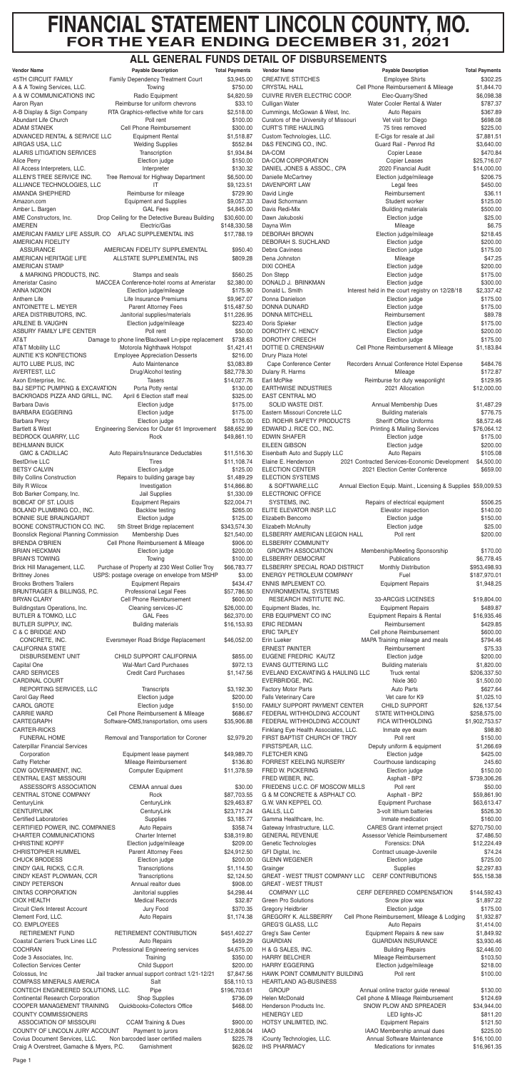# FINANCIAL STATEMENT LINCOLN COUNTY, MO.
## FOR THE YEAR ENDING DECEMBER 31, 2021

### ALL GENERAL FUNDS DETAIL OF DISBURSEMENTS

| Vendor Name | Payable Description | Total Payments |
|---|---|---|
| 45TH CIRCUIT FAMILY | Family Dependency Treatment Court | $3,945.00 |
| A 4 Towing Services, LLC. | Towing | $750.00 |
| A & W COMMUNICATIONS INC | Radio Equipment | $4,820.59 |
| Aaron Ryan | Reimburse for uniform chevrons | $33.10 |
| A-B Display & Sign Company | RTA Graphics-reflective white for cars | $2,518.00 |
| Abundant Life Church | Poll rent | $100.00 |
| ADAM STANEK | Cell Phone Reimbursement | $300.00 |
| ADVANCED RENTAL & SERVICE LLC | Equipment Rental | $1,518.87 |
| AIRGAS USA, LLC | Welding Supplies | $552.84 |
| ALARIS LITIGATION SERVICES | Transcription | $1,934.84 |
| Alice Perry | Election judge | $150.00 |
| All Access Interpreters, LLC. | Interpreter | $130.32 |
| ALLEN'S TREE SERVICE INC. | Tree Removal for Highway Department | $6,500.00 |
| ALLIANCE TECHNOLOGIES, LLC | IT | $9,123.51 |
| AMANDA SHEPHERD | Reimburse for mileage | $729.90 |
| Amazon.com | Equipment and Supplies | $9,057.33 |
| Amber L. Bargen | GAL Fees | $4,845.00 |
| AME Constructors, Inc. | Drop Ceiling for the Detective Bureau Building | $30,600.00 |
| AMEREN | Electric/Gas | $148,330.58 |
| AMERICAN FAMILY LIFE ASSUR. CO | AFLAC SUPPLEMENTAL INS | $17,788.19 |
| AMERICAN FIDELITY ASSURANCE | AMERICAN FIDELITY SUPPLEMENTAL | $950.40 |
| AMERICAN HERITAGE LIFE | ALLSTATE SUPPLEMENTAL INS | $809.28 |
| AMERICAN STAMP & MARKING PRODUCTS, INC. | Stamps and seals | $560.25 |
| Ameristar Casino | MACCEA Conference-hotel rooms at Ameristar | $2,380.00 |
| ANNA NOXON | Election judge/mileage | $175.90 |
| Anthem Life | Life Insurance Premiums | $9,967.07 |
| ANTOINETTE L. MEYER | Parent Attorney Fees | $15,487.50 |
| AREA DISTRIBUTORS, INC. | Janitorial supplies/materials | $11,226.95 |
| ARLENE B. VAUGHN | Election judge/mileage | $223.40 |
| ASBURY FAMILY LIFE CENTER | Poll rent | $50.00 |
| AT&T | Damage to phone line/Blackwell Ln-pipe replacement | $738.63 |
| AT&T Mobility LLC | Motorola Nighthawk Hotspot | $1,421.41 |
| AUNTIE K'S KONFECTIONS | Employee Appreciation Desserts | $216.00 |
| AUTO LUBE PLUS, INC | Auto Maintenance | $3,083.89 |
| AVERTEST, LLC | Drug/Alcohol testing | $82,778.30 |
| Axon Enterprise, Inc. | Tasers | $14,027.76 |
| B&J SEPTIC PUMPING & EXCAVATION | Porta Potty rental | $130.00 |
| BACKROADS PIZZA AND GRILL, INC. | April 6 Election staff meal | $325.00 |
| Barbara Davis | Election judge | $175.00 |
| BARBARA EGGERING | Election judge | $175.00 |
| Barbara Percy | Election judge | $175.00 |
| Bartlett & West | Engineering Services for Outer 61 Improvement | $88,652.99 |
| BEDROCK QUARRY, LLC | Rock | $49,861.10 |
| BEHLMANN BUICK GMC & CADILLAC | Auto Repairs/Insurance Deductables | $11,516.30 |
| BestDrive LLC | Tires | $11,108.74 |
| BETSY CALVIN | Election judge | $125.00 |
| Billy Collins Construction | Repairs to building garage bay | $1,489.29 |
| Billy R Wilcox | Investigation | $14,866.80 |
| Bob Barker Company, Inc. | Jail Supplies | $1,330.09 |
| BOBCAT OF ST. LOUIS | Equipment Repairs | $22,004.71 |
| BOLAND PLUMBING CO., INC. | Backlow testing | $265.00 |
| BONNIE SUE BRAUNGARDT | Election judge | $125.00 |
| BOONE CONSTRUCTION CO. INC. | 5th Street Bridge replacement | $343,574.30 |
| Boonslick Regional Planning Commission | Membership Dues | $21,540.00 |
| BRENDA O'BRIEN | Cell Phone Reimbursement & Mileage | $906.00 |
| BRIAN HECKMAN | Election judge | $200.00 |
| BRIAN'S TOWING | Towing | $100.00 |
| Brick Hill Management, LLC. | Purchase of Property at 230 West Collier Troy | $66,783.77 |
| Brittney Jones | USPS: postage overage on envelope from MSHP | $3.00 |
| Brooks Brothers Trailers | Equipment Repairs | $434.47 |
| BRUNTRAGER & BILLINGS, P.C. | Professional Legal Fees | $57,786.50 |
| BRYAN CLARY | Cell Phone Reimbursement | $600.00 |
| Buildingstars Operations, Inc. | Cleaning services-JC | $26,000.00 |
| BUTLER & TOMKO, LLC | GAL Fees | $62,370.00 |
| BUTLER SUPPLY, INC. | Building materials | $16,153.93 |
| C & C BRIDGE AND CONCRETE, INC. | Eversmeyer Road Bridge Replacement | $46,052.00 |
| CALIFORNIA STATE DISBURSEMENT UNIT | CHILD SUPPORT CALIFORNIA | $855.00 |
| Capital One | Wal-Mart Card Purchases | $972.13 |
| CARD SERVICES | Credit Card Purchases | $1,147.56 |
| CARDINAL COURT REPORTING SERVICES, LLC | Transcripts | $3,192.30 |
| Carol Gay Reed | Election judge | $200.00 |
| CAROL GROTE | Election judge | $150.00 |
| CARRIE WARD | Cell Phone Reimbursement & Mileage | $686.67 |
| CARTEGRAPH | Software-OMS,transportation, oms users | $35,906.88 |
| CARTER-RICKS FUNERAL HOME | Removal and Transportation for Coroner | $2,979.20 |
| Caterpillar Financial Services Corporation | Equipment lease payment | $49,989.70 |
| Cathy Fletcher | Mileage Reimbursement | $136.80 |
| CDW GOVERNMENT, INC. | Computer Equipment | $11,378.59 |
| CENTRAL EAST MISSOURI ASSESSOR'S ASSOCIATION | CEMAA annual dues | $30.00 |
| CENTRAL STONE COMPANY | Rock | $87,703.55 |
| CenturyLink | CenturyLink | $29,463.87 |
| CENTURYLINK | CenturyLink | $23,717.24 |
| Certified Laboratories | Supplies | $3,185.77 |
| CERTIFIED POWER, INC. COMPANIES | Auto Repairs | $358.74 |
| CHARTER COMMUNICATIONS | Charter Internet | $38,319.80 |
| CHRISTINE KOPFF | Election judge/mileage | $209.00 |
| CHRISTOPHER HUMMEL | Parent Attorney Fees | $24,912.50 |
| CHUCK BRODESS | Election judge | $200.00 |
| CINDY GAIL RICKS, C.C.R. | Transcriptions | $1,114.50 |
| CINDY KEAST PLOWMAN, CCR | Transcriptions | $2,124.50 |
| CINDY PETERSON | Annual realtor dues | $908.00 |
| CINTAS CORPORATION | Janitorial supplies | $4,298.44 |
| CIOX HEALTH | Medical Records | $32.87 |
| Circuit Clerk Interest Account | Jury Food | $370.35 |
| Clement Ford, LLC. | Auto Repairs | $1,174.38 |
| CO. EMPLOYEES RETIREMENT FUND | RETIREMENT CONTRIBUTION | $451,402.27 |
| Coastal Carriers Truck Lines LLC | Auto Repairs | $459.29 |
| COCHRAN | Professional Engineering services | $4,675.00 |
| Code 3 Associates, Inc. | Training | $350.00 |
| Collection Services Center | Child Support | $200.00 |
| Colossus, Inc | Jail tracker annual support contract 1/21-12/21 | $7,847.56 |
| COMPASS MINERALS AMERICA | Salt | $58,110.13 |
| CONTECH ENGINEERED SOLUTIONS, LLC. | Pipe | $196,703.61 |
| Continental Research Corporation | Shop Supplies | $736.09 |
| COOPER MANAGEMENT TRAINING | Quickbooks-Collectors Office | $468.00 |
| COUNTY COMMISSIONERS ASSOCIATION OF MISSOURI | CCAM Training & Dues | $900.00 |
| COUNTY OF LINCOLN JURY ACCOUNT | Payment to jurors | $12,808.04 |
| Covius Document Services, LLC. | Non barcoded laser certified mailers | $225.78 |
| Craig A Overstreet, Gamache & Myers, P.C. | Garnishment | $626.02 |
| CREATIVE STITCHES | Employee Shirts | $302.25 |
| CRYSTAL HALL | Cell Phone Reimbursement & Mileage | $1,844.70 |
| CUIVRE RIVER ELECTRIC COOP. | Elec-Quarry/Shed | $6,098.38 |
| Culligan Water | Water Cooler Rental & Water | $787.37 |
| Cummings, McGowan & West, Inc. | Auto Repairs | $367.89 |
| Curators of the University of Missouri | Vet visit for Diego | $698.08 |
| CURT'S TIRE HAULING | 75 tires removed | $225.00 |
| Custom Technologies, LLC. | E-Cigs for resale at Jail | $7,881.51 |
| D&S FENCING CO., INC. | Guard Rail - Penrod Rd | $3,640.00 |
| DA-COM | Copier Lease | $470.84 |
| DA-COM CORPORATION | Copier Leases | $25,716.07 |
| DANIEL JONES & ASSOC., CPA | 2020 Financial Audit | $14,000.00 |
| Danielle McCartney | Election judge/mileage | $206.75 |
| DAVENPORT LAW | Legal fees | $450.00 |
| David Lingle | Reimbursement | $36.11 |
| David Schormann | Student worker | $125.00 |
| Davis Redi-Mix | Building materials | $500.00 |
| Dawn Jakuboski | Election judge | $25.00 |
| Dayna Wim | Mileage | $6.75 |
| DEBORAH BROWN | Election judge/mileage | $218.45 |
| DEBORAH S. SUCHLAND | Election judge | $200.00 |
| Debra Caviness | Election judge | $175.00 |
| Dena Johnston | Mileage | $47.25 |
| DIXI COHEA | Election judge | $200.00 |
| Don Stepp | Election judge | $175.00 |
| DONALD J. BRINKMAN | Election judge | $300.00 |
| Donald L. Smith | Interest held in the court registry on 12/28/18 | $2,337.42 |
| Donna Danielson | Election judge | $175.00 |
| DONNA DUNARD | Election judge | $175.00 |
| DONNA MITCHELL | Reimbursement | $89.78 |
| Doris Speiker | Election judge | $175.00 |
| DOROTHY C. HENCY | Election judge | $200.00 |
| DOROTHY CREECH | Election judge | $175.00 |
| DOTTIE D. CRENSHAW | Cell Phone Reimbursement & Mileage | $1,183.84 |
| Drury Plaza Hotel Cape Conference Center | Recorders Annual Conference Hotel Expense | $484.76 |
| Dulany R. Harms | Mileage | $172.87 |
| Earl McPike | Reimburse for duty weaponlight | $129.95 |
| EARTHWISE INDUSTRIES | 2021 Allocation | $12,000.00 |
| EAST CENTRAL MO SOLID WASTE DIST. | Annual Membership Dues | $1,487.29 |
| Eastern Missouri Concrete LLC | Building materials | $776.75 |
| ED. ROEHR SAFETY PRODUCTS | Sheriff Office Uniforms | $8,572.46 |
| EDWARD J. RICE CO., INC. | Printing & Mailing Services | $76,064.12 |
| EDWIN SHAFER | Election judge | $175.00 |
| EILEEN GIBSON | Election judge | $200.00 |
| Eisenbath Auto and Supply LLC | Auto Repairs | $105.08 |
| Elaine E. Henderson | 2021 Contracted Services-Economic Development | $4,500.00 |
| ELECTION CENTER | 2021 Election Center Conference | $659.00 |
| ELECTION SYSTEMS & SOFTWARE,LLC | Annual Election Equip. Maint., Licensing & Supplies | $59,009.53 |
| ELECTRONIC OFFICE SYSTEMS, INC. | Repairs of electrical equipment | $506.25 |
| ELITE ELEVATOR INSP. LLC | Elevator inspection | $140.00 |
| Elizabeth Bencomo | Election judge | $150.00 |
| Elizabeth McAnulty | Election judge | $25.00 |
| ELSBERRY AMERICAN LEGION HALL | Poll rent | $200.00 |
| ELSBERRY COMMUNITY GROWTH ASSOCIATION | Membership/Meeting Sponsorship | $170.00 |
| ELSBERRY DEMOCRAT | Publications | $6,778.45 |
| ELSBERRY SPECIAL ROAD DISTRICT | Monthly Distribution | $953,498.93 |
| ENERGY PETROLEUM COMPANY | Fuel | $187,970.01 |
| ENNIS IMPLEMENT CO. | Equipment Repairs | $1,948.25 |
| ENVIRONMENTAL SYSTEMS RESEARCH INSTITUTE INC. | 33-ARCGIS LICENSES | $19,804.00 |
| Equipment Blades, Inc. | Equipment Repairs | $489.87 |
| ERB EQUIPMENT CO INC | Equipment Repairs & Rental | $16,935.46 |
| ERIC REDMAN | Reimbursement | $429.85 |
| ERIC TAPLEY | Cell phone Reimbursement | $600.00 |
| Erin Lueker | MAPA Training mileage and meals | $794.46 |
| ERNEST PAINTER | Reimbursement | $75.33 |
| EUGENE FREDRIC KAUTZ | Election judge | $200.00 |
| EVANS GUTTERING LLC | Building materials | $1,820.00 |
| EVELAND EXCAVATING & HAULING LLC | Truck rental | $206,337.50 |
| EVERBRIDGE, INC. | Nixle 360 | $1,500.00 |
| Factory Motor Parts | Auto Parts | $627.64 |
| Falls Veterinary Care | Vet care for K9 | $1,025.10 |
| FAMILY SUPPORT PAYMENT CENTER | CHILD SUPPORT | $26,137.54 |
| FEDERAL WITHHOLDING ACCOUNT | STATE WITHHOLDING | $258,575.00 |
| FEDERAL WITHHOLDING ACCOUNT | FICA WITHHOLDING | $1,902,753.57 |
| Finklang Eye Health Associates, LLC. | Inmate eye exam | $98.80 |
| FIRST BAPTIST CHURCH OF TROY | Poll rent | $150.00 |
| FIRSTSPEAR, LLC. | Deputy uniform & equipment | $1,266.69 |
| FLETCHER KING | Election judge | $425.00 |
| FORREST KEELING NURSERY | Courthouse landscaping | 245.60 |
| FRED W. PICKERING | Election judge | $150.00 |
| FRED WEBER, INC. | Asphalt - BP2 | $739,306.26 |
| FRIEDENS U.C.C. OF MOSCOW MILLS | Poll rent | $50.00 |
| G & M CONCRETE & ASPHALT CO. | Asphalt - BP2 | $59,861.90 |
| G.W. VAN KEPPEL CO. | Equipment Purchase | $63,613.47 |
| GALLS, LLC | 3-volt lithium batteries | $526.30 |
| Gamma Healthcare, Inc. | Inmate medication | $160.00 |
| Gateway Infrastructure, LLC. | CARES Grant internet project | $270,750.00 |
| GENERAL REVENUE | Assessor Vehicle Reimbursement | $7,486.50 |
| Genetic Technologies | Forensics: DNA | $12,224.49 |
| GFI Digital, Inc. | Contract usuage-Juvenile | $74.24 |
| GLENN WEGENER | Election judge | $725.00 |
| Grainger | Supplies | $2,297.83 |
| GREAT - WEST TRUST COMPANY LLC | CERF CONTRIBUTIONS | $55,158.38 |
| GREAT - WEST TRUST COMPANY LLC | CERF DEFERRED COMPENSATION | $144,592.43 |
| Green Pro Solutions | Snow plow wax | $1,897.22 |
| Gregory Heidbrier | Election judge | $175.00 |
| GREGORY K. ALLSBERRY | Cell Phone Reimbursement, Mileage & Lodging | $1,932.87 |
| GREG'S GLASS, LLC | Auto Repairs | $1,414.00 |
| Greg's Saw Center | Equipment Repairs & new saw | $1,849.92 |
| GUARDIAN | GUARDIAN INSURANCE | $3,930.46 |
| H & G SALES, INC. | Building Repairs | $2,446.00 |
| HARRY BELCHER | Mileage Reimbursement | $103.50 |
| HARRY EGGERING | Election judge/mileage | $218.00 |
| HAWK POINT COMMUNITY BUILDING | Poll rent | $100.00 |
| HEARTLAND AG-BUSINESS GROUP | Annual online tractor guide renewal | $130.00 |
| Helen McDonald | Cell phone & Mileage Reimbursement | $124.69 |
| Henderson Products Inc. | SNOW PLOW AND SPREADER | $34,944.00 |
| HENERGY LED | LED lights-JC | $811.20 |
| HOTSY UNLIMITED, INC. | Equipment Repairs | $121.50 |
| IAAO | IAAO Membership annual dues | $225.00 |
| iCounty Technologies, LLC. | Annual Software Maintenance | $16,100.00 |
| IHS PHARMACY | Medications for inmates | $16,961.35 |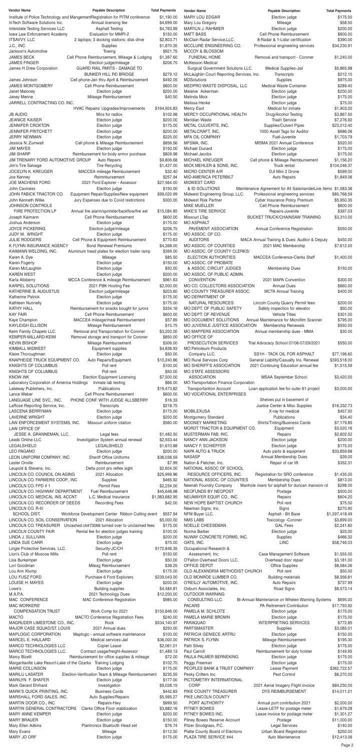| Vendor Name | Payable Description | Total Payments |
|---|---|---|
| Institute of Police Technology and Mangement | Registration for PITM conference | $1,190.00 |
| InTech Software Solutions Inc. | Annual licensing fee | $4,699.00 |
| Interstate Testing Services LLC | Asphalt Testing | $4,763.99 |
| Iowa Law Enforcement Academy | Evaluation for MMPI-2 | $150.00 |
| ITSAVVY, LLC | 2 laptops; 3 docking stations; disk drive | $2,803.71 |
| J.C., INC | Supplies | $1,870.35 |
| Jackson's Automotive | Towing | $921.75 |
| JAMES BECK | Cell Phone Reimbursement, Mileage & Lodging | $1,397.60 |
| JAMES FINGER | Election judge/mileage | $206.75 |
| James H Drew Corporation | GUARD RAIL PARTS - DAMAGE TO BUNKER HILL RD BRIDGE | $279.12 |
| James Johnson | Cell phone-Jan thru April & Reimbursement | $492.05 |
| JAMES MONTGOMERY | Cell Phone Reimbursement | $600.00 |
| Janet Maloney | Election judge | $200.00 |
| Janey Menne | Mileage Reimbursement | $40.50 |
| JARRELL CONTRACTING CO. INC. | HVAC Repairs/ Upgrades/Improvements | $164,924.83 |
| JB AUDIO | Mics for radios | $102.98 |
| JEANICE KAISER | Election judge | $200.00 |
| JENNIFER CROXTON | Election judge | $175.00 |
| JENNIFER PRITCHETT | Election judge | $200.00 |
| JERRY NEWMAN | Election judge | $225.00 |
| Jessica N. Zumwalt | Cell phone & Mileage Reimbursement | $856.56 |
| JIM MAYES | Election judge | $150.00 |
| JIM SHARP | Reimbursement for body armor purchase | $809.98 |
| JIM TRENARY FORD AUTOMOTIVE GROUP | Auto Repairs | $9,806.68 |
| Jim's Tire Salvage | Tire Recycling | $1,427.00 |
| JOCELYN K. KREUGER | MACCEA mileage Reimbursement | $32.40 |
| Joe Kenney | Reimnbursement | $257.94 |
| JOE MACHENS FORD | 2021 Ford Explorer - Assessor | $27,564.00 |
| John Caviness | Election judge | $150.00 |
| JOHN FABICK TRACTOR CO. | Equipment Repair/Supplies/New equipment | $99,020.99 |
| John Kenneth Wilke | Jury Expenses due to Covid restrictions | $300.00 |
| JOHNSON CONTROLS FIRE PROTECTION LP | Annual fire alarm/sprinkler/backflow/fire ext | $15,084.85 |
| Joseph Kaimann | Cell Phone Reimbursement | $600.00 |
| Joshua Anderson | Election judge | $175.00 |
| JOYCE PICKERING | Election judge/mileage | $206.75 |
| JUDY M. WRIGHT | Election judge | $175.00 |
| JULIE RODGERS | Cell Phone & Equipment Reimbursement | $770.63 |
| K FLYNN INSURANCE AGENCY | Bond Renewal Premiums | $4,268.00 |
| KAIMANN WELDING, INC. | Aluminum tread plates for election trailer ramp | $399.00 |
| Karen A. Dye | Mileage | $85.50 |
| Karen Fogerty | Election judge | $150.00 |
| Karen McLaughlin | Election judge | $50.00 |
| KAREN WEST | Election judge | $200.00 |
| Karla Allsberry | MCCA Conference & mileage Reimbursement | $961.63 |
| KARPEL SOLUTIONS | 2021 PBK Hosting Fee | $2,000.00 |
| KATHERINE B. AUGUSTUS | Election judge/mileage | $203.60 |
| Katherine Patrick | Election judge | $175.00 |
| Kathleen Nunnelly | Election judge | $175.00 |
| KATHY HALL | Reimbursement for snacks bought for jurors | $334.16 |
| KAY FAIR | Cell Phone Reimbursement | $600.00 |
| Kaye Champion | MACCEA mileage/meal Reimbursement | $57.85 |
| KAYLEIGH ELLISON | Mileage Reimbursement | $15.75 |
| Keim Family Chapels LLC. | Removal and Transportation for Coroner | $3,200.00 |
| KEMPER-MILLARD-KEIM | Removal storage and transport for Coroner | $850.00 |
| KEVIN BISHOP | Mileage Reimbursement | $306.00 |
| KIMBALL MIDWEST | Equipment supplies | $4,838.93 |
| Klaire Thoroughman | Election judge | $50.00 |
| KNAPHEIDE TRUCK EQUIPMENT CO. | Auto Repairs/Equipment | $10,240.86 |
| KNIGHTS OF COLUMBUS | Poll rent | $100.00 |
| KNIGHTS OF COLUMBUS | Poll rent | $50.00 |
| KNOW INK | Election Equipment Licensing | $7,500.00 |
| Laboratory Corporation of America Holdings | Inmate lab testing | $66.00 |
| Lakeway Publishers, Inc. | Publications | $19,473.82 |
| Lance Weber | Cell Phone Reimbursement | $600.00 |
| LANGUAGE LINE SVC., INC. | PHONE CONF. WITH JUDGE ALLSBERRY | $16.33 |
| LaRose Reporting Service, Inc. | Transcripts | $218.75 |
| LASCENA BERRYMAN | Election judge | $175.00 |
| LAVERNE WRIGHT | Election judge | $200.00 |
| LAW ENFORCEMENT SYSTEMS, INC. | Missouri uniform citation | $560.00 |
| LAW OFFICE OF JESSE A. GRANNEMAN, LLC. | Legal fees | $1,482.50 |
| Leads Online LLC | Investigation System annual renewal | $2,933.44 |
| LEGALSHIELD | LEGALSHIELD | $1,610.88 |
| LEO PAGANO | Election judge | $200.00 |
| LEON UNIFORM COMPANY, INC. | Sheriff Office Uniforms | $36,038.59 |
| Lester Orville | Reimbursement | $7.99 |
| Leupold & Stevens, Inc. | Delta point pro reflex sight | $2,604.00 |
| LINCOLN CO. COUNCIL ON AGING | 2021 Allocation | $25,999.96 |
| LINCOLN CO. FARMERS COOP., INC | Supplies | $465.92 |
| LINCOLN CO. FPD # 1 | Permit Fees | $2,234.00 |
| LINCOLN CO. HIGHWAY DEPARTMENT | Fuel Reimbursement | $45,648.96 |
| LINCOLN CO. MEDICAL INS. ACCNT | L.C. Medical Insurance | $1,383,682.95 |
| LINCOLN CO. RECORDER OF DEEDS | Recording Fees | $42.00 |
| LINCOLN CO. R-III SCHOOL DIST. | Workforce Development Center Ribbon Cutting event | $557.94 |
| LINCOLN CO. SOIL CONSERVATION | 2021 Allocation | $5,000.00 |
| LINCOLN CO. TREASURER | Uncashed ck#73066 turned over to unclaimed fees | $175.00 |
| LINCOLN COUNTY FAIR | Rental fee for election judges training | $100.00 |
| LINDA J. SULLIVAN | Election judge | $200.00 |
| LINDA SUE CARR | Election judge | $75.00 |
| Lingle Protective Services, LLC. | Security-JC/CH | $172,846.35 |
| Lion's Club of Moscow Mills | Poll rent | $150.00 |
| Lisa Burkemper | Election judge | $50.00 |
| Lori Goodman | Milleag Reimbursement | $38.25 |
| Lou Ann Klump | Election judge | $175.00 |
| LOU FUSZ FORD | Purchase 6 Ford Explorers | $239,043.00 |
| LOUISE H. MAYES | Election judge | $200.00 |
| Lowe's | Building supplies | $4,484.81 |
| M.A.P.A. | 2021 Technology Dues | $12,200.00 |
| MAC CONFERENCE | MAC Conference Registration | $985.00 |
| MAC WORKERS' COMPENSATION TRUST | Work Comp for 2021 | $150,846.00 |
| MACTO | MACTO Conference Registration Fees | $240.00 |
| MAGRUDER LIMESTONE CO., INC. | Rock | $534,140.97 |
| MAJOR CASE SQUAD/ST. LOUIS | 2021 Annual dues | $250.00 |
| MAPLOGIC CORPORATION | Maplogic - annual software maintenance | $100.00 |
| MARCEL E. HAULARD | Medical services-Jail | $36,000.00 |
| MARCO TECHNOLOGIES LLC | Copier Lease | $2,061.01 |
| MARCO TECHNOLOGIES LLC. | Contract usage/freight-Assessor | $1,489.13 |
| Marcy Bizelli | Reimbursement for office supplies & mileage | $72.00 |
| Margaritaville Lake Resort-Lake of the Ozarks | Training Lodging | $102.70 |
| MARIE COLLINSON | Election judge | $175.00 |
| MARILU LASATER | Election-Verification Team & Mileage Reimbursement | $235.55 |
| MARILYN F. SHAFER | Election judge | $177.00 |
| Mark Gerard Ehrhard | Investigation | $9,028.15 |
| MARK'S QUICK PRINTING, INC. | Business Cards | $442.83 |
| MARSHALL FORD SALES, INC. | Auto Supplies/Repairs | $5,995.27 |
| MARTIN DOOR CO., INC | Repairs-Hwy | $999.50 |
| MARTIN GENERAL CONTRACTORS | Clerks Office Floor stabilization | $3,882.16 |
| MARY ANNE KEMPER | Election judge | $200.00 |
| MARY BRAUER | Election judge | $150.00 |
| Mary Ellen Adkins | Plantronics Bluetooth Head set | $76.74 |
| Mary Evans | Mileage | $112.50 |
| MARY JO ORF | Election judge | $175.00 |
| MARY LOU EDGAR | Election judge | $175.00 |
| Mary Lou Gregory | Mileage | $58.50 |
| MARYLN J. RAHMIER | Election judge | $200.00 |
| MATT BASS | Cell Phone Reimbursement | $600.00 |
| McClain Radar Service,LLC. | 8-Radar & 1-Lidar certification | $390.00 |
| MCCLURE ENGINEERING CO. | Professional engineering services | $34,230.91 |
| MCCOY & BLOSSOM FUNERAL HOME | Removal and transport - Coroner | $1,240.00 |
| McKesson Medical Surgical Government Solutions LLC. | Medical Supplies-Jail | $5,865.98 |
| McLaughlin Court Reporting Services, Inc. | Transcripts | $212.10 |
| MDSolutions | Supplies | $975.00 |
| MEDPRO WASTE DISPOSAL, LLC | Medical Waste Container | $289.40 |
| Melanie Ackerman | Election judge | $200.00 |
| Melinda Moix | Election judge | $175.00 |
| Melissa Henke | Election judge | $75.00 |
| Mercy East | Medical for inmate | $1,903.00 |
| MERCY OCCUPATIONAL HEALTH | Drug/Alcohol Testing | $3,867.50 |
| Meridian Waste | Trash Service | $7,276.92 |
| METAL CULVERTS, INC. | Supplies/Culvert Pipes | $23,012.40 |
| METALCRAFT, INC. | 1000 Asset Tags for Auditor | $686.06 |
| MFA OIL COMPANY | Fuel-Juvenile | $1,703.79 |
| MFSMA, INC. | MISMA 2021 Annual Conference | $520.00 |
| Michael Dunard | Election judge | $175.00 |
| Michael Jacobs | Election judge | $175.00 |
| MICHAEL KREUGER | Cell phone & Mileage Reimbursement | $1,156.20 |
| MICK MEHLER & SONS, INC. | Truck rental | $104,046.37 |
| MICRO CENTER A/R | DJI Mini 2 Drone | $599.00 |
| MID-AMERICA PETERBILT | Auto Repairs | $1,849.06 |
| MIDWEST CARD & ID SOLUTIONS | Maintenance Agreement for All SalamanderLive items | $1,583.36 |
| Midwest Engineering Group, LLC. | Professional engineering services | $80,768.59 |
| Midwest Risk Partner | Cyber Insurance Policy Premium | $5,950.35 |
| MIKE MUELLER | Cell Phone Reimbursement | $600.00 |
| MIKE'S TIRE SERVICE | Repairs-Juvenile | $397.03 |
| Missouri LTap | BUCKET TRUCK/CHAINSAW TRAINING | $3,310.00 |
| MO ASPHALT PAVEMENT ASSOCIATION | Annual Conference Registration | $550.00 |
| MO ASSOC. OF CO. AUDITORS | MACA Annual Training & Dues: Auditor & Deputy | $450.00 |
| MO ASSOC. OF COUNTIES | 2021 MAC Membership | $7,612.00 |
| MO ASSOC. OF COUNTY CLERKS/ ELECTION AUTHORITIES | MACCEA Conference-Clerks Staff | $1,400.00 |
| MO ASSOC. OF PROBATE & ASSOC. CIRCUIT JUDGES | Membership Dues | $150.00 |
| MO ASSOC. OF PUBLIC ADMIN. CONVENTION | 2021 MAPA Convention | $300.00 |
| MO CO. COLLECTORS ASSOCIATION | Annual Dues | $660.00 |
| MO COUNTY TREASURER ASSOC. | MCTA Annual Training | $400.00 |
| MO DEPARTMENT OF NATURAL RESOURCES | Lincoln County Quarry Permit fees | $200.00 |
| MO DEPT. OF PUBLIC SAFETY | Safety inspection for elevator | $50.00 |
| MO DEPT. OF REVENUE | Vehicle Titles | $301.00 |
| MO DOCUMENT SOLUTIONS | Annual Maintenance for Microfilm Scanner | $795.00 |
| MO JUVENILE JUSTICE ASSOCIATION | Membership Renewals | $550.00 |
| MO MAPPERS ASSOCIATION | Annual membership dues - MMA | $30.00 |
| MO OFFICE OF PROSECUTION SERVICES | Trial Advocacy School 07/06-07/29/2021 | $550.00 |
| MO Petroleum Products Company LLC. | SS1H - TACK OIL FOR ASPHALT | $77,196.60 |
| MO Rural Services Corp | General Liability/Casualty Ins. Renewal | $393,518.00 |
| MO SHERIFF'S ASSOCIATION | 2021 Continuing Education annual fee | $1,515.59 |
| MO STATE ASSESSORS ASSOCIATION | MSAA September School | $3,420.00 |
| MO Transportation Finance Corporation Transportation Account | Loan application fee for outer 61 project | $3,000.00 |
| MO VOCATIONAL ENTERPRISES | Shelves put in basement of Justice Center & Misc Supplies | $16,332.73 |
| MOBILEXUSA | X-ray for medical | $457.00 |
| Montgomery Standard | Publications | $34.40 |
| MOONEY MARKETING | Shirts/Tinting/Business Cards | $7,179.85 |
| MORDT TRACTOR & EQUIPMENT CO. | Equipment | $3,520.16 |
| MUSTERMAN FAB, INC. | Repairs | $2,602.52 |
| NANCY ANN JACKSON | Election judge | $200.00 |
| NANCY F. SCHIEFFER | Election judge | $175.00 |
| NAPA AUTO & TRUCK | Auto parts & equipment | $33,659.68 |
| NASASP | Annual Membership Dues | $39.00 |
| Nation & Fletcher, Inc. | Repair of car lift | $352.31 |
| NATIONAL ASSOC. OF SCHOOL RESOURCE OFFICERS, INC. | Registration for SRO conference | $1,435.00 |
| NATIONAL ASSOC. OF COUNTIES | Membership Dues | $813.00 |
| Neenah Foundry Company | Manhole risers for asphalt for duncan mansion rd | $298.00 |
| NEOFUNDS BY NEOPOST | Postage | $500.00 |
| NEUMAYER EQUIP. CO., INC. | Repairs | $604.20 |
| NEW HOPE BAPTIST CHURCH | Poll rent | $75.00 |
| Newman Signs, Inc. | Signs | $270.90 |
| NFM Buyer LLC. | Asphalt - Bit Base | $1,297,418.49 |
| NMS LABS | Toxicology -Coroner | $3,899.00 |
| NOELLE CHEESEMAN | GAL Fees | $2,241.60 |
| Norma Barber | Election judge | $25.00 |
| NUWAY CONCRETE FORMS, INC. | Supplies | $466.32 |
| OATS, INC. | LINC | $58,746.03 |
| Occupational Research & Assessment, Inc. | Case Management Software | $1,555.00 |
| O'Fallon Overhead Doors LLC. | Overhead door repair | $3,181.00 |
| OFFICE DEPOT | Office Supplies | $8,584.26 |
| OLD ALEXANDRIA METHODIST CHURCH | Poll rent | $50.00 |
| OLD MONROE LUMBER CO. | Building materials | $8,556.81 |
| O'REILLY AUTOMOTIVE, INC. | Auto Repairs | $737.99 |
| Osburn Associates, Inc. | Road Signs | $8,573.14 |
| OUTDOOR WARNING CONSULTING LLC. | Bi-Annual Maintenance on Whelen Warning Systems | $695.00 |
| PACARS | PA Retirement Contribution | $17,793.92 |
| PAMELA M. SCHLOTE | Election judge | $175.00 |
| PAMELA MARIE BROWN | Election judge | $175.00 |
| PARAQUAD | INTERPRETING SERVICES | $772.85 |
| PARTSMASTER | Supplies | $3,085.01 |
| PATRICIA GENIECE ARTRU | Election judge | $150.00 |
| PATRICK S. FLYNN | Mileage Reimbursement | $195.30 |
| Patti Silvey | Election judge | $175.00 |
| Paul Carroll | Reimbursement for duty holster | $149.95 |
| PAULA PALMER BERNEKING | Election judge | $175.00 |
| Peggy Freeman | Election judge | $175.00 |
| PEOPLES BANK & TRUST COMPANY | Lease Payment | $362,722.57 |
| Pesky Critters Inc. | Pest Control | $6,270.00 |
| PICTOMETRY INTERNATIONAL CORP | 2021 Aerial Imagery Flight invoice | $84,230.00 |
| PIKE COUNTY TREASURER | DYS REIMBURSEMENT | $14,011.21 |
| PIKE LINCOLN COUNTY PORT AUTHORITY | Annual port contribution 2021 | $2,000.00 |
| PITNEY BOWES | Lease-LETF for postage meter | $1,679.28 |
| PITNEY BOWES INC. | Lease invoice for postage meter | $1,301.27 |
| Pitney Bowes Reserve Account | Postage | $11,000.00 |
| Pitzer Snodgrass, P.C. | Legal Services | $140.00 |
| Platte County Board of Elections | Urban Board Registration | $250.00 |
| PLAZA TIRE SERVICE #44 | Auto Maintenance | $12,413.06 |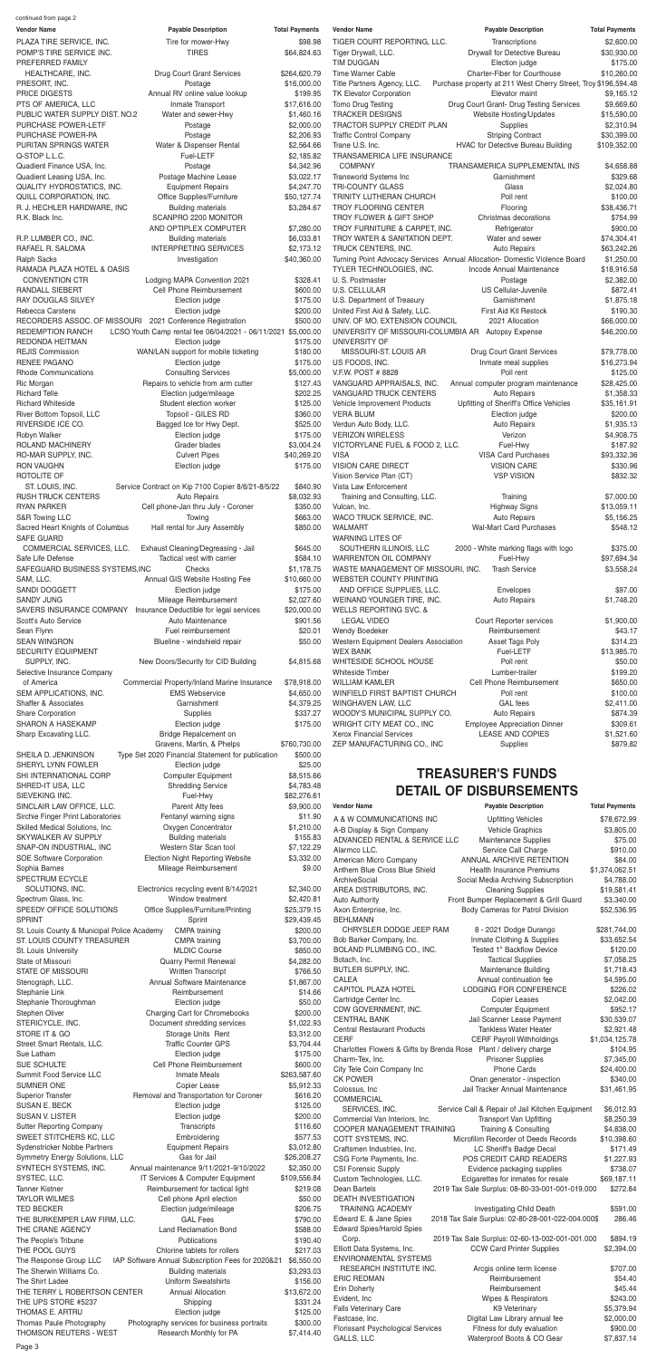continued from page 2

| Vendor Name | Payable Description | Total Payments |
|---|---|---|
| PLAZA TIRE SERVICE, INC. | Tire for mower-Hwy | $98.98 |
| POMP'S TIRE SERVICE INC. | TIRES | $64,824.63 |
| PREFERRED FAMILY HEALTHCARE, INC. | Drug Court Grant Services | $264,620.79 |
| PRESORT, INC. | Postage | $16,000.00 |
| PRICE DIGESTS | Annual RV online value lookup | $199.95 |
| PTS OF AMERICA, LLC | Inmate Transport | $17,616.00 |
| PUBLIC WATER SUPPLY DIST. NO.2 | Water and sewer-Hwy | $1,460.16 |
| PURCHASE POWER-LETF | Postage | $2,000.00 |
| PURCHASE POWER-PA | Postage | $2,206.93 |
| PURITAN SPRINGS WATER | Water & Dispenser Rental | $2,564.66 |
| Q-STOP L.L.C. | Fuel-LETF | $2,185.82 |
| Quadient Finance USA, Inc. | Postage | $4,342.96 |
| Quadient Leasing USA, Inc. | Postage Machine Lease | $3,022.17 |
| QUALITY HYDROSTATICS, INC. | Equipment Repairs | $4,247.70 |
| QUILL CORPORATION, INC. | Office Supplies/Furniture | $50,127.74 |
| R. J. HECHLER HARDWARE, INC | Building materials | $3,284.67 |
| R.K. Black Inc. | SCANPRO 2200 MONITOR AND OPTIPLEX COMPUTER | $7,280.00 |
| R.P. LUMBER CO., INC. | Building materials | $6,033.81 |
| RAFAEL R. SALOMA | INTERPRETING SERVICES | $2,173.12 |
| Ralph Sacks | Investigation | $40,360.00 |
| RAMADA PLAZA HOTEL & OASIS CONVENTION CTR | Lodging MAPA Convention 2021 | $328.41 |
| RANDALL SIEBERT | Cell Phone Reimbursement | $600.00 |
| RAY DOUGLAS SILVEY | Election judge | $175.00 |
| Rebecca Carstens | Election judge | $200.00 |
| RECORDERS ASSOC. OF MISSOURI | 2021 Conference Registration | $500.00 |
| REDEMPTION RANCH | LCSO Youth Camp rental fee 06/04/2021 - 06/11/2021 | $5,000.00 |
| REDONDA HEITMAN | Election judge | $175.00 |
| REJIS Commission | WAN/LAN support for mobile ticketing | $180.00 |
| RENEE PAGANO | Election judge | $175.00 |
| Rhode Communications | Consulting Services | $5,000.00 |
| Ric Morgan | Repairs to vehicle from arm cutter | $127.43 |
| Richard Telle | Election judge/mileage | $202.25 |
| Richard Whiteside | Student election worker | $125.00 |
| River Bottom Topsoil, LLC | Topsoil - GILES RD | $360.00 |
| RIVERSIDE ICE CO. | Bagged Ice for Hwy Dept. | $525.00 |
| Robyn Walker | Election judge | $175.00 |
| ROLAND MACHINERY | Grader blades | $3,004.24 |
| RO-MAR SUPPLY, INC. | Culvert Pipes | $40,269.20 |
| RON VAUGHN | Election judge | $175.00 |
| ROTOLITE OF ST. LOUIS, INC. | Service Contract on Kip 7100 Copier 8/6/21-8/5/22 | $840.90 |
| RUSH TRUCK CENTERS | Auto Repairs | $8,032.93 |
| RYAN PARKER | Cell phone-Jan thru July - Coroner | $350.00 |
| S&R Towing LLC | Towing | $663.00 |
| Sacred Heart Knights of Columbus | Hall rental for Jury Assembly | $850.00 |
| SAFE GUARD COMMERCIAL SERVICES, LLC. | Exhaust Cleaning/Degreasing - Jail | $645.00 |
| Safe Life Defense | Tactical vest with carrier | $584.10 |
| SAFEGUARD BUSINESS SYSTEMS,INC | Checks | $1,178.75 |
| SAM, LLC. | Annual GIS Website Hosting Fee | $10,660.00 |
| SANDI DOGGETT | Election judge | $175.00 |
| SANDY JUNG | Mileage Reimbursement | $2,027.60 |
| SAVERS INSURANCE COMPANY | Insurance Deductible for legal services | $20,000.00 |
| Scott's Auto Service | Auto Maintenance | $901.56 |
| Sean Flynn | Fuel reimbursement | $20.01 |
| SEAN WINGRON | Blueline - windshield repair | $50.00 |
| SECURITY EQUIPMENT SUPPLY, INC. | New Doors/Security for CID Building | $4,815.68 |
| Selective Insurance Company of America | Commercial Property/Inland Marine Insurance | $78,918.00 |
| SEM APPLICATIONS, INC. | EMS Webservice | $4,650.00 |
| Shaffer & Associates | Garnishment | $4,379.25 |
| Share Corporation | Supplies | $337.27 |
| SHARON A HASEKAMP | Election judge | $175.00 |
| Sharp Excavating LLC. | Bridge Replacement on Gravens, Martin, & Phelps | $760,730.00 |
| SHEILA D. JENKINSON | Type Set 2020 Financial Statement for publication | $500.00 |
| SHERYL LYNN FOWLER | Election judge | $25.00 |
| SHI INTERNATIONAL CORP | Computer Equipment | $8,515.66 |
| SHRED-IT USA, LLC | Shredding Service | $4,783.48 |
| SIEVEKING INC. | Fuel-Hwy | $82,276.61 |
| SINCLAIR LAW OFFICE, LLC. | Parent Atty fees | $9,900.00 |
| Sirchie Finger Print Laboratories | Fentanyl warning signs | $11.90 |
| Skilled Medical Solutions, Inc. | Oxygen Concentrator | $1,210.00 |
| SKYWALKER AV SUPPLY | Building materials | $155.83 |
| SNAP-ON INDUSTRIAL, INC | Western Star Scan tool | $7,122.29 |
| SOE Software Corporation | Election Night Reporting Website | $3,332.00 |
| Sophia Barnes | Mileage Reimbursement | $9.00 |
| SPECTRUM ECYCLE SOLUTIONS, INC. | Electronics recycling event 8/14/2021 | $2,340.00 |
| Spectrum Glass, Inc. | Window treatment | $2,420.81 |
| SPEEDY OFFICE SOLUTIONS | Office Supplies/Furniture/Printing | $25,379.15 |
| SPRINT | Sprint | $29,439.45 |
| St. Louis County & Municipal Police Academy | CMPA training | $200.00 |
| ST. LOUIS COUNTY TREASURER | CMPA training | $3,700.00 |
| St. Louis University | MLDIC Course | $850.00 |
| State of Missouri | Quarry Permit Renewal | $4,282.00 |
| STATE OF MISSOURI | Written Transcript | $766.50 |
| Stenograph, LLC. | Annual Software Maintenance | $1,867.00 |
| Stephanie Link | Reimbursement | $14.66 |
| Stephanie Thoroughman | Election judge | $50.00 |
| Stephen Oliver | Charging Cart for Chromebooks | $200.00 |
| STERICYCLE, INC. | Document shredding services | $1,022.93 |
| STORE IT & GO | Storage Units Rent | $3,312.00 |
| Street Smart Rentals, LLC. | Traffic Counter GPS | $3,704.44 |
| Sue Latham | Election judge | $175.00 |
| SUE SCHULTE | Cell Phone Reimbursement | $600.00 |
| Summit Food Service LLC | Inmate Meals | $263,587.60 |
| SUMNER ONE | Copier Lease | $5,912.33 |
| Superior Transfer | Removal and Transportation for Coroner | $616.20 |
| SUSAN E. BECK | Election judge | $125.00 |
| SUSAN V. LISTER | Election judge | $200.00 |
| Sutter Reporting Company | Transcripts | $116.60 |
| SWEET STITCHERS KC, LLC | Embroidering | $577.53 |
| Sydenstricker Nobbe Partners | Equipment Repairs | $3,012.80 |
| Symmetry Energy Solutions, LLC | Gas for Jail | $26,208.27 |
| SYNTECH SYSTEMS, INC. | Annual maintenance 9/11/2021-9/10/2022 | $2,350.00 |
| SYSTEC, LLC. | IT Services & Computer Equipment | $109,556.84 |
| Tanner Kistner | Reimbursement for tactical light | $219.08 |
| TAYLOR WILMES | Cell phone April election | $50.00 |
| TED BECKER | Election judge/mileage | $206.75 |
| THE BURKEMPER LAW FIRM, LLC. | GAL Fees | $790.00 |
| THE CRANE AGENCY | Land Reclamation Bond | $588.00 |
| The People's Tribune | Publications | $190.40 |
| THE POOL GUYS | Chlorine tablets for rollers | $217.03 |
| The Response Group LLC | IAP Software Annual Subscription Fees for 2020&21 | $6,550.00 |
| The Sherwin Williams Co. | Building materials | $3,293.03 |
| The Shirt Ladee | Uniform Sweatshirts | $156.00 |
| THE TERRY L ROBERTSON CENTER | Annual Allocation | $13,672.00 |
| THE UPS STORE #5237 | Shipping | $331.24 |
| THOMAS E. ARTRU | Election judge | $125.00 |
| Thomas Paule Photography | Photography services for business portraits | $300.00 |
| THOMSON REUTERS - WEST | Research Monthly for PA | $7,414.40 |
| TIGER COURT REPORTING, LLC. | Transcriptions | $2,600.00 |
| Tiger Drywall, LLC. | Drywall for Detective Bureau | $30,930.00 |
| TIM DUGGAN | Election judge | $175.00 |
| Time Warner Cable | Charter-Fiber for Courthouse | $10,260.00 |
| Title Partners Agency, LLC. | Purchase property at 211 West Cherry Street, Troy | $196,594.48 |
| TK Elevator Corporation | Elevator maint | $9,165.12 |
| Tomo Drug Testing | Drug Court Grant- Drug Testing Services | $9,669.60 |
| TRACKER DESIGNS | Website Hosting/Updates | $15,590.00 |
| TRACTOR SUPPLY CREDIT PLAN | Supplies | $2,310.94 |
| Traffic Control Company | Striping Contract | $30,399.00 |
| Trane U.S. Inc. | HVAC for Detective Bureau Building | $109,352.00 |
| TRANSAMERICA LIFE INSURANCE COMPANY | TRANSAMERICA SUPPLEMENTAL INS | $4,658.88 |
| Transworld Systems Inc | Garnishment | $329.68 |
| TRI-COUNTY GLASS | Glass | $2,024.80 |
| TRINITY LUTHERAN CHURCH | Poll rent | $100.00 |
| TROY FLOORING CENTER | Flooring | $38,436.71 |
| TROY FLOWER & GIFT SHOP | Christmas decorations | $754.99 |
| TROY FURNITURE & CARPET, INC. | Refrigerator | $900.00 |
| TROY WATER & SANITATION DEPT. | Water and sewer | $74,304.41 |
| TRUCK CENTERS, INC. | Auto Repairs | $63,242.26 |
| Turning Point Advocacy Services | Annual Allocation- Domestic Violence Board | $1,250.00 |
| TYLER TECHNOLOGIES, INC. | Incode Annual Maintenance | $18,916.58 |
| U. S. Postmaster | Postage | $2,382.00 |
| U.S. CELLULAR | US Cellular-Juvenile | $872.41 |
| U.S. Department of Treasury | Garnishment | $1,875.18 |
| United First Aid & Safety, LLC. | First Aid Kit Restock | $190.30 |
| UNIV. OF MO. EXTENSION COUNCIL | 2021 Allocation | $66,000.00 |
| UNIVERSITY OF MISSOURI-COLUMBIA AR | Autopsy Expense | $46,200.00 |
| UNIVERSITY OF MISSOURI-ST. LOUIS AR | Drug Court Grant Services | $79,778.00 |
| US FOODS, INC. | Inmate meal supplies | $16,273.94 |
| V.F.W. POST # 8828 | Poll rent | $125.00 |
| VANGUARD APPRAISALS, INC. | Annual computer program maintenance | $28,425.00 |
| VANGUARD TRUCK CENTERS | Auto Repairs | $1,358.33 |
| Vehicle Improvement Products | Upfitting of Sheriff's Office Vehicles | $35,161.91 |
| VERA BLUM | Election judge | $200.00 |
| Verdun Auto Body, LLC. | Auto Repairs | $1,935.13 |
| VERIZON WIRELESS | Verizon | $4,908.75 |
| VICTORYLANE FUEL & FOOD 2, LLC. | Fuel-Hwy | $187.92 |
| VISA | VISA Card Purchases | $93,332.36 |
| VISION CARE DIRECT | VISION CARE | $330.96 |
| Vision Service Plan (CT) | VSP VISION | $832.32 |
| Vista Law Enforcement Training and Consulting, LLC. | Training | $7,000.00 |
| Vulcan, Inc. | Highway Signs | $13,059.11 |
| WACO TRUCK SERVICE, INC. | Auto Repairs | $5,156.25 |
| WALMART | Wal-Mart Card Purchases | $548.12 |
| WARNING LITES OF SOUTHERN ILLINOIS, LLC | 2000 - White marking flags with logo | $375.00 |
| WARRENTON OIL COMPANY | Fuel-Hwy | $97,694.34 |
| WASTE MANAGEMENT OF MISSOURI, INC. | Trash Service | $3,558.24 |
| WEBSTER COUNTY PRINTING AND OFFICE SUPPLIES, LLC. | Envelopes | $97.00 |
| WEINAND YOUNGER TIRE, INC. | Auto Repairs | $1,748.20 |
| WELLS REPORTING SVC. & LEGAL VIDEO | Court Reporter services | $1,900.00 |
| Wendy Boedeker | Reimbursement | $43.17 |
| Western Equipment Dealers Association | Asset Tags Poly | $314.23 |
| WEX BANK | Fuel-LETF | $13,985.70 |
| WHITESIDE SCHOOL HOUSE | Poll rent | $50.00 |
| Whiteside Timber | Lumber-trailer | $199.20 |
| WILLIAM KAMLER | Cell Phone Reimbursement | $650.00 |
| WINFIELD FIRST BAPTIST CHURCH | Poll rent | $100.00 |
| WINGHAVEN LAW, LLC | GAL fees | $2,411.00 |
| WOODY'S MUNICIPAL SUPPLY CO. | Auto Repairs | $874.39 |
| WRIGHT CITY MEAT CO., INC | Employee Appreciation Dinner | $309.61 |
| Xerox Financial Services | LEASE AND COPIES | $1,521.60 |
| ZEP MANUFACTURING CO., INC | Supplies | $879.82 |

## TREASURER'S FUNDS DETAIL OF DISBURSEMENTS

| Vendor Name | Payable Description | Total Payments |
|---|---|---|
| A & W COMMUNICATIONS INC | Upfitting Vehicles | $78,672.99 |
| A-B Display & Sign Company | Vehicle Graphics | $3,805.00 |
| ADVANCED RENTAL & SERVICE LLC | Maintenance Supplies | $75.00 |
| Alarmco LLC. | Service Call Charge | $910.00 |
| American Micro Company | ANNUAL ARCHIVE RETENTION | $84.00 |
| Anthem Blue Cross Blue Shield | Health Insurance Premiums | $1,374,062.51 |
| ArchiveSocial | Social Media Archiving Subscription | $4,788.00 |
| AREA DISTRIBUTORS, INC. | Cleaning Supplies | $19,581.41 |
| Auto Authority | Front Bumper Replacement & Grill Guard | $3,340.00 |
| Axon Enterprise, Inc. | Body Cameras for Patrol Division | $52,536.95 |
| BEHLMANN CHRYSLER DODGE JEEP RAM | 8 - 2021 Dodge Durango | $281,744.00 |
| Bob Barker Company, Inc. | Inmate Clothing & Supplies | $33,652.54 |
| BOLAND PLUMBING CO., INC. | Tested 1" Backflow Device | $120.00 |
| Botach, Inc. | Tactical Supplies | $7,058.25 |
| BUTLER SUPPLY, INC. | Maintenance Building | $1,718.43 |
| CALEA | Annual continuation fee | $4,595.00 |
| CAPITOL PLAZA HOTEL | LODGING FOR CONFERENCE | $226.02 |
| Cartridge Center Inc. | Copier Leases | $2,042.00 |
| CDW GOVERNMENT, INC. | Computer Equipment | $952.17 |
| CENTRAL BANK | Jail Scanner Lease Payment | $30,539.07 |
| Central Restaurant Products | Tankless Water Heater | $2,921.48 |
| CERF | CERF Payroll Withholdings | $1,034,125.78 |
| Charlottes Flowers & Gifts by Brenda Rose | Plant / delivery charge | $104.95 |
| Charm-Tex, Inc. | Prisoner Supplies | $7,345.00 |
| City Tele Coin Company Inc | Phone Cards | $24,400.00 |
| CK POWER | Onan generator - inspection | $340.00 |
| Colossus, Inc | Jail Tracker Annual Maintenance | $31,461.95 |
| COMMERCIAL SERVICES, INC. | Service Call & Repair of Jail Kitchen Equipment | $6,012.93 |
| Commercial Van Interiors, Inc. | Transport Van Upfitting | $8,250.39 |
| COOPER MANAGEMENT TRAINING | Training & Consulting | $4,838.00 |
| COTT SYSTEMS, INC. | Microfilm Recorder of Deeds Records | $10,398.60 |
| Craftsmen Industries, Inc. | LC Sheriff's Badge Decal | $171.49 |
| CSG Forte Payments, Inc. | POS CREDIT CARD READERS | $1,227.93 |
| CSI Forensic Supply | Evidence packaging supplies | $738.07 |
| Custom Technologies, LLC. | Ecigarettes for inmates for resale | $69,187.11 |
| Dean Bartels | 2019 Tax Sale Surplus: 08-80-33-001-019.000 | $272.84 |
| DEATH INVESTIGATION TRAINING ACADEMY | Investigating Child Death | $591.00 |
| Edward E. & Jane Speis | 2018 Tax Sale Surplus: 02-80-28-001-022-004.000$ | 286.46 |
| Edward Spies/Harold Spies Corp. | 2019 Tax Sale Surplus: 02-60-13-002-001-001.000 | $894.19 |
| Elliott Data Systems, Inc. | CCW Card Printer Supplies | $2,394.00 |
| ENVIRONMENTAL SYSTEMS RESEARCH INSTITUTE INC. | Arcgis online term license | $707.00 |
| ERIC REDMAN | Reimbursement | $54.40 |
| Erin Doherty | Reimbursement | $45.44 |
| Evident, Inc. | Wipes & Respirators | $243.00 |
| Falls Veterinary Care | K9 Veterinary | $5,379.94 |
| Fastcase, Inc. | Digital Law Library annual fee | $2,000.00 |
| Florissant Psychological Services | Fitness for duty evaluation | $900.00 |
| GALLS, LLC | Waterproof Boots & CO Gear | $7,837.14 |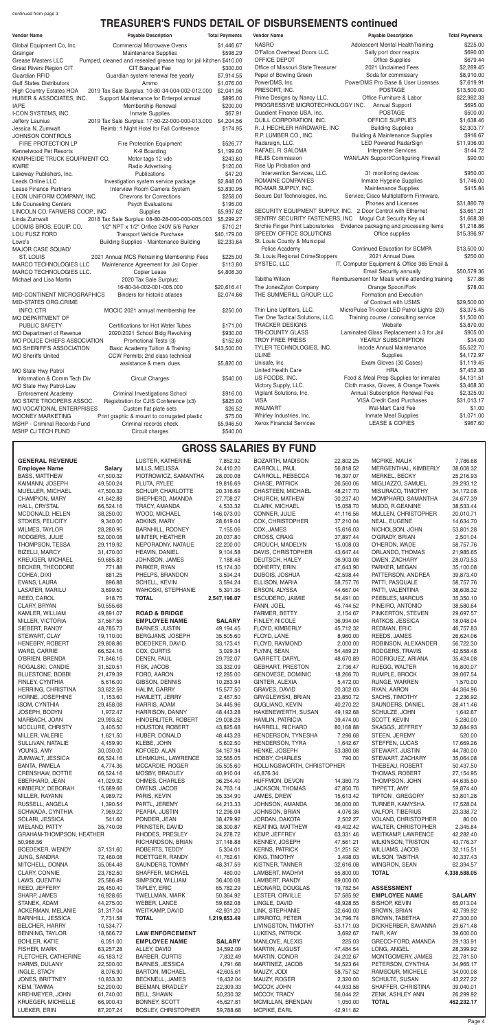continued from page 3

# TREASURER'S FUNDS DETAIL OF DISBURSEMENTS continued

| Vendor Name | Payable Description | Total Payments |
|---|---|---|
| Global Equipment Co, Inc. | Commercial Microwave Ovens | $1,446.67 |
| Grainger | Maintenance Supplies | $598.29 |
| Grease Masters LLC | Pumped, cleaned and resealed grease trap for jail kitchen | $410.00 |
| Great Rivers Region CIT | CIT Banquet Fee | $300.00 |
| Guardian RFID | Guardian system renewal fee yearly | $7,914.55 |
| Gulf States Distributors | Ammo | $1,076.00 |
| High Country Estates HOA | 2019 Tax Sale Surplus: 10-80-34-004-002-012.000 | $2,041.96 |
| HUBER & ASSOCIATES, INC. | Support Maintenance for Enterpol annual | $895.00 |
| IAPE | Membership Renewal | $200.00 |
| I-CON SYSTEMS, INC. | Inmate Supplies | $67.91 |
| Jeffery Launius | 2019 Tax Sale Surplus: 17-50-22-000-000-013.000 | $4,204.56 |
| Jessica N. Zumwalt | Reimb: 1 Night Hotel for Fall Conference | $174.95 |
| JOHNSON CONTROLS FIRE PROTECTION LP | Fire Protection Equipment | $526.77 |
| Kennelwood Pet Resorts | K-9 Boarding | $1,199.00 |
| KNAPHEIDE TRUCK EQUIPMENT CO. | Motor tags 12 vdc | $243.60 |
| KWRE | Radio Advertising | $120.00 |
| Lakeway Publishers, Inc. | Publications | $47.20 |
| Leads Online LLC | Investigation system service package | $2,848.00 |
| Lease Finance Partners | Interview Room Camera System | $3,830.95 |
| LEON UNIFORM COMPANY, INC. | Chevrons for Corrections | $258.00 |
| Life Counseling Centers | Psych Evaluations | $195.00 |
| LINCOLN CO. FARMERS COOP., INC | Supplies | $5,997.62 |
| Linda Zumwalt | 2018 Tax Sale Surplus: 08-80-28-000-000-005.003 | $5,299.27 |
| LOOMIS BROS. EQUIP. CO. | 1/2" NPT x 1/2" Orifice 240V 5/6 Parker | $710.21 |
| LOU FUSZ FORD | Transport Vehicle Purchase | $40,179.00 |
| Lowe's | Building Supplies - Maintenance Building | $2,233.64 |
| MAJOR CASE SQUAD/ ST. LOUIS | 2021 Annual MCS Retraining Membership Fees | $225.00 |
| MARCO TECHNOLOGIES LLC | Maintenance Agreement for Jail Copier | $113.80 |
| MARCO TECHNOLOGIES LLC. | Copier Lease | $4,808.30 |
| Michael and Lisa Martin | 2020 Tax Sale Surplus: 16-80-34-002-001-005.000 | $20,616.41 |
| MID-CONTINENT MICROGRAPHICS | Binders for historic atlases | $2,074.66 |
| MID-STATES ORG.CRIME INFO. CTR | MOCIC 2021 annual membership fee | $250.00 |
| MO DEPARTMENT OF PUBLIC SAFETY | Certifications for Hot Water Tubes | $171.00 |
| MO Department of Revenue | 2020/2021 School Bldg Revolving | $930.00 |
| MO POLICE CHIEFS ASSOCIATION | Promotional Tests (3) | $152.60 |
| MO SHERIFF'S ASSOCIATION | Basic Academy Tuition & Training | $43,500.00 |
| MO Sheriffs United | CCW Permits; 2nd class technical assistance & mem. dues | $5,820.00 |
| MO State Hwy Patrol Information & Commn Tech Div | Circuit Charges | $540.00 |
| MO State Hwy Patrol-Law Enforcement Academy | Criminal Investigations School | $916.00 |
| MO STATE TROOPERS ASSOC. | Registration for CJIS Conference (x3) | $825.00 |
| MO VOCATIONAL ENTERPRISES | Custom flat plate sets | $26.52 |
| MOONEY MARKETING | Print graphic & mount to corrugated plastic | $75.00 |
| MSHP - Criminal Records Fund | Criminal records check | $5,946.50 |
| MSHP CJ TECH FUND | Circuit charges | $540.00 |
| NASRO | Adolescent Mental HealthTraining | $225.00 |
| O'Fallon Overhead Doors LLC. | Sally port door reapirs | $690.00 |
| OFFICE DEPOT | Office Supplies | $679.44 |
| Office of Missouri State Treasurer | 2021 Unclaimed Fees | $2,289.45 |
| Pepsi of Bowling Green | Soda for commissary | $8,910.00 |
| PowerDMS, Inc. | PowerDMS Pro Base & User Licenses | $7,619.91 |
| PRESORT, INC. | POSTAGE | $13,500.00 |
| Prime Designs by Nancy LLC. | Office Furniture & Labor | $22,982.33 |
| PROGRESSIVE MICROTECHNOLOGY INC. | Annual Support | $695.00 |
| Quadient Finance USA, Inc. | POSTAGE | $500.00 |
| QUILL CORPORATION, INC. | OFFICE SUPPLIES | $1,638.46 |
| R. J. HECHLER HARDWARE, INC | Building Supplies | $2,303.77 |
| R.P. LUMBER CO., INC. | Building & Maintenance Supplies | $916.67 |
| Radarsign, LLC | LED Powered RadarSign | $11,936.00 |
| RAFAEL R. SALOMA | Interpreter Services | $144.72 |
| REJIS Commission | WAN/LAN Support/Configuring Firewall | $90.00 |
| Rise Up Probation and Intervention Services, LLC. | 31 monitoring devices | $950.00 |
| ROMAINE COMPANIES | Inmate Hygeine Supplies | $1,746.00 |
| RO-MAR SUPPLY, INC. | Maintenance Supplies | $415.84 |
| Secure Dat Technologies, Inc. | Service; Cisco Multiplatform Firmware, Phones and Licenses | $31,880.78 |
| SECURITY EQUIPMENT SUPPLY, INC. | 2 Door Control with Ethernet | $3,661.21 |
| SENTRY SECURITY FASTENERS, INC | Mogul Cut Security Key x4 | $1,668.38 |
| Sirchie Finger Print Laboratories | Evidence packaging and processing items | $1,218.86 |
| SPEEDY OFFICE SOLUTIONS | Office supplies | $15,396.97 |
| St. Louis County & Municipal Police Academy | Continued Education for SCMPA | $13,500.00 |
| St. Louis Regional CrimeStoppers | 2021 Annual Dues | $250.00 |
| SYSTEC, LLC | IT, Computer Equipment & Office 365 Email & Email Security annually | $50,579.36 |
| Tabitha Wilson | Reimbursement for Meals while attending training | $77.86 |
| The JonesZylon Company | Orange Spoon/Fork | $78.00 |
| THE SUMMERILL GROUP, LLC | Formation and Execution of Contract with USMS | $29,500.00 |
| Thin Line Upfitters, LLC. | MicroPulse Tri-color LED Patrol Lights (20) | $3,375.45 |
| Tier One Tactical Solutions, LLC. | Training course / consulting service | $1,500.00 |
| TRACKER DESIGNS | Website | $3,870.00 |
| TRI-COUNTY GLASS | Laminated Glass Replacement x 3 for Jail | $905.00 |
| TROY FREE PRESS | YEARLY SUBSCRIPTION | $34.00 |
| TYLER TECHNOLOGIES, INC. | Incode Annual Maintenance | $5,522.70 |
| ULINE | Supplies | $4,172.97 |
| Unisafe, Inc. | Exam Gloves (30 Cases) | $1,119.45 |
| United Health Care | HRA | $7,452.38 |
| US FOODS, INC. | Food & Meal Prep Supplies for inmates | $4,131.51 |
| Victory Supply, LLC. | Cloth masks, Gloves, & Orange Towels | $3,468.30 |
| Vigilant Solutions, Inc. | Annual Subscription Renewal Fee | $2,325.00 |
| VISA | VISA Credit Card Purchases | $31,013.17 |
| WALMART | Wal-Mart Card Fee | $1.00 |
| Whirley Industries, Inc. | Inmate Meal Supplies | $1,071.00 |
| Xerox Financial Services | LEASE & COPIES | $987.60 |

# GROSS SALARIES BY FUND

## GENERAL REVENUE

| Employee Name | Salary |
|---|---|
| BASS, MATTHEW | 47,500.32 |
| KAIMANN, JOSEPH | 49,500.24 |
| MUELLER, MICHAEL | 47,500.32 |
| CHAMPION, MARY | 41,642.88 |
| HALL, CRYSTAL | 66,524.16 |
| MCDONALD, HELEN | 38,250.00 |
| STOKES, FELICITY | 9,340.00 |
| WILMES, TAYLOR | 28,280.95 |
| RODGERS, JULIE | 52,000.08 |
| THOMPSON, TESSA | 29,119.92 |
| BIZELLI, MARCY | 31,470.00 |
| KREUGER, MICHAEL | 59,685.83 |
| BECKER, THEODORE | 771.88 |
| COHEA, DIXI | 881.25 |
| EVANS, LAURA | 896.88 |
| LASATER, MARILU | 3,699.50 |
| REED, CAROL | 918.75 |
| CLARY, BRYAN | 50,555.68 |
| KAMLER, WILLIAM | 49,891.07 |
| MILLER, VICTORIA | 37,567.56 |
| SIEBERT, RANDY | 48,785.73 |
| STEWART, CLAY | 19,110.00 |
| HENEBRY, ROBERT | 29,808.86 |
| WARD, CARRIE | 66,524.16 |
| O'BRIEN, BRENDA | 71,846.16 |
| ROGALSKI, CANDIE | 31,520.51 |
| BLUESTONE, BOBBI | 21,479.39 |
| FINLEY, CYNTHIA | 5,616.00 |
| HERRING, CHRISTINA | 33,622.59 |
| HORNE, JOSEPHINE | 1,153.60 |
| ISOM, CYNTHIA | 29,458.08 |
| JOSEPH, BODYN | 1,972.47 |
| MAREACH, JOAN | 29,993.52 |
| MCCLURE, CHRISTY | 3,405.50 |
| MILLER, VALERIE | 1,621.50 |
| SULLIVAN, NATALIE | 4,459.90 |
| YOUNG, AMY | 30,030.00 |
| ZUMWALT, JESSICA | 66,524.16 |
| BANTA, PAMELA | 4,774.36 |
| CRENSHAW, DOTTIE | 66,524.16 |
| EBERHARD, JEAN | 41,029.92 |
| KIMBERLY, DEBORAH | 15,689.66 |
| MILLER, RAYANN | 4,989.72 |
| RUSSELL, ANGELA | 1,390.54 |
| SCHWADA, CYNTHIA | 7,969.22 |
| SOLARI, JESSICA | 541.60 |
| WIELAND, PATTY | 35,740.08 |
| GRAHAM-THOMPSON, HEATHER | 50,968.56 |
| BOEDEKER, WENDY | 37,131.60 |
| JUNG, SANDRA | 72,460.08 |
| MITCHELL, DONNA | 35,064.48 |
| CLARY, CONNIE | 23,782.50 |
| LAWS, QUENTIN | 25,586.49 |
| REED, JEFFERY | 26,450.40 |
| SHARP, JAMES | 16,928.65 |
| STANEK, ADAM | 44,275.00 |
| ACKERMAN, MELANIE | 31,317.04 |
| BARNHILL, JESSICA | 7,731.58 |
| BELCHER, HARRY | 10,534.77 |
| BENNING, TAYLOR | 18,666.72 |
| BOHLER, KATIE | 6,051.00 |
| FISHER, MARK | 63,257.28 |
| FLETCHER, CATHERINE | 45,183.12 |
| HARMS, DULANY | 22,500.00 |
| INGLE, STACY | 8,076.90 |
| JONES, BRITTNEY | 10,833.30 |
| KEIM, TAMMA | 52,200.00 |
| KREHMEYER, JOHN | 61,740.00 |
| KRUEGER, MICHELLE | 66,900.43 |
| LUEKER, ERIN | 87,207.24 |
| LUSTER, KATHERINE | 7,852.92 |
| MILLS, MELISSA | 24,410.20 |
| PIOTROWICZ, SAMANTHA | 28,000.08 |
| PLUTA, RYLEE | 19,816.69 |
| SCHLUP, CHARLOTTE | 20,316.69 |
| SHEPHERD, AMANDA | 27,708.27 |
| TRACY, AMANDA | 4,533.32 |
| WOOD, MICHAEL | 146,073.00 |
| ADKINS, MARY | 28,619.04 |
| BARNHILL, ROSSIE | 7,155.06 |
| MINTER, HEATHER | 20,037.80 |
| NEPORADNY, NATALIE | 22,200.00 |
| HEAVIN, DANIEL | 9,104.58 |
| JOHNSON, JAMES | 7,188.48 |
| PARKER, RYAN | 15,174.30 |
| PHELPS, BRANDON | 3,594.24 |
| SCHELL, KEVIN | 3,594.24 |
| WAHOSKI, STEPHANIE | 5,391.36 |
| **TOTAL** | **2,547,196.07** |

## ROAD & BRIDGE

| Employee Name | Salary |
|---|---|
| BARNES, JUSTIN | 49,194.45 |
| BERGJANS, JOSEPH | 35,505.60 |
| BOEDEKER, DAVID | 33,173.41 |
| COX, CURTIS | 3,029.34 |
| DENEN, PAUL | 29,792.07 |
| FISK, JACOB | 33,332.09 |
| FORD, AARON | 12,285.00 |
| GIBSON, DENNIS | 10,283.94 |
| HALIM, GARRY | 15,577.50 |
| HAMLETT, JERRY | 2,467.50 |
| HARRIS, ADAM | 34,445.96 |
| HARRISON, DANNY | 48,443.28 |
| HINDERLITER, ROBERT | 29,008.28 |
| HOUSTON, ROBERT | 43,825.68 |
| HUBER, DONALD | 48,443.28 |
| KLEBE, JOHN | 5,602.50 |
| KOFOED, ALAN | 34,167.94 |
| LEHMKUHL, LAWRENCE | 32,565.05 |
| MCCARDIE, ROGER | 35,505.60 |
| MOSBY, BRADLEY | 40,910.04 |
| OHMES, CHARLES | 36,254.40 |
| OWENS, JACOB | 24,763.14 |
| PARIS, KEVIN | 35,334.90 |
| PARTL, JEREMY | 44,213.33 |
| PEARIA, JUSTIN | 12,296.04 |
| PONDER, JEAN | 38,479.92 |
| PRINSTER, DAVID | 38,300.87 |
| RHODES, PRESLEY | 24,278.72 |
| RICHARDSON, BRIAN | 37,148.88 |
| ROBERTS, TEDDY | 5,304.01 |
| ROETTGER, RANDY | 41,762.61 |
| SAUNDERS, TOMMY | 48,317.59 |
| SHAFFER, MICHAEL | 480.00 |
| SIMPSON, WILLIAM | 36,400.08 |
| TAPLEY, ERIC | 65,782.29 |
| TWELLMAN, MARK | 50,364.92 |
| WEBER, LANCE | 59,682.08 |
| WEITKAMP, DAVID | 42,931.20 |
| **TOTAL** | **1,219,653.49** |

## LAW ENFORCEMENT

| Employee Name | Salary |
|---|---|
| ALLEY, DAVID | 34,592.09 |
| BARBER, CURTIS | 7,832.49 |
| BARNES, JESSICA | 4,791.68 |
| BARTON, MICHAEL | 42,605.61 |
| BECKNELL, JAMES | 18,432.04 |
| BEEMAN, BRADLEY | 22,309.33 |
| BELL, SHAWN | 50,230.32 |
| BONNEY, SCOTT | 45,627.81 |
| BOSLEY, CHRISTOPHER | 59,788.68 |
| BOZARTH, MADISON | 22,802.25 |
| CARROLL, PAUL | 56,818.52 |
| CARROLL, REBECCA | 16,397.07 |
| CHASE, PATRICK | 26,560.06 |
| CHASTEEN, MICHAEL | 48,217.70 |
| CHURCH, MATHEW | 30,237.40 |
| CLARK, MICHAEL | 15,058.70 |
| CONNER, JULIE | 41,116.56 |
| COX, CHRISTOPHER | 37,210.04 |
| COX, JAMES | 15,616.03 |
| CROSS, CRAIG | 37,897.44 |
| CROUCH, MADELYN | 15,008.03 |
| DAVIS, CHRISTOPHER | 43,647.44 |
| DEUTSCH, HALEY | 36,903.08 |
| DOHERTY, ERIN | 47,643.90 |
| DUBOIS, JOSHUA | 42,598.44 |
| ELLISON, MARIA | 58,757.76 |
| ERSON, ALYSSA | 44,667.04 |
| ESCUDERO, JAIMIE | 54,491.00 |
| FANN, JOEL | 45,744.52 |
| FARMER, BETTY | 2,154.67 |
| FINLEY, NICOLE | 36,994.04 |
| FLOYD, KIMBERLY | 45,712.32 |
| FLOYD, LANE | 8,960.00 |
| FLOYD, RAYMOND | 2,000.00 |
| FLYNN, SEAN | 54,489.21 |
| GARRETT, DARYL | 48,670.89 |
| GEBHART, PRESTON | 2,736.47 |
| GENOVESE, DOMINIC | 18,266.70 |
| GINTER, ALEXIS | 5,472.00 |
| GRAVES, DAVID | 20,302.03 |
| GRYGLEWSKI, BRIAN | 23,850.72 |
| GUGLIANO, KEVIN | 40,270.22 |
| HAKENEWERTH, SUSAN | 49,192.68 |
| HAMLIN, PATRICIA | 39,474.00 |
| HARRELL, RICHARD | 80,168.88 |
| HENDERSON, TYNESHA | 7,296.68 |
| HENDERSON, TYRA | 1,642.67 |
| HENKE, JOSEPH | 53,380.08 |
| HOBBY, CHARLES | 790.00 |
| HOLLINGSWORTH, CHRISTOPHER | 46,876.34 |
| HUFFMON, DEVON | 14,380.73 |
| JACKSON, THOMAS | 47,850.76 |
| JAMES, DREW | 15,613.42 |
| JOHNSON, AMANDA | 36,000.00 |
| JOHNSON, BRIAN | 4,076.36 |
| JORDAN, DAKOTA | 2,502.27 |
| KEATING, MATTHEW | 49,402.42 |
| KEMP, JEFFREY | 63,331.46 |
| KENNEY, JOSEPH | 47,561.21 |
| KERNS, PATRICK | 31,251.52 |
| KING, TIMOTHY | 3,498.03 |
| KISTNER, TANNER | 32,616.08 |
| LAMBERT, MADHVI | 55,800.00 |
| LAMBERT, RANDY | 69,000.00 |
| LEONARD, DOUGLAS | 19,782.54 |
| LESTER, ORVILLE | 57,585.92 |
| LINGLE, DAVID | 48,928.55 |
| LINK, STEPHANIE | 32,640.00 |
| LIPAROTO, PETER | 34,796.74 |
| LIVINGSTON, TIMOTHY | 53,171.03 |
| LUKENS, PATRICK | 3,692.67 |
| MANLOVE, ALEXIS | 225.03 |
| MARTIN, AUGUST | 47,484.54 |
| MARTIN, CONNOR | 24,202.67 |
| MARTINEZ, JACOB | 54,523.64 |
| MAUZY, JODI | 58,757.52 |
| MAUZY, ROGER | 2,320.00 |
| MCCOY, JOHN | 44,933.58 |
| MCCOY, TRACY | 56,044.22 |
| MCMILLAN, BRENDAN | 1,050.00 |
| MCPIKE, EARL | 42,911.82 |
| MCPIKE, MALIK | 7,786.68 |
| MERGENTHAL, KIMBERLY | 38,608.32 |
| MERKEL, BECKY | 25,216.93 |
| MIGLIAZZO, SAMUEL | 29,293.12 |
| MISURACO, TIMOTHY | 34,172.08 |
| MOMPHARD, SAMANTHA | 24,677.39 |
| MUDD, R.GEANINE | 38,533.44 |
| MULLEN, CHRISTOPHER | 20,010.71 |
| NEAL, EUGENE | 14,634.70 |
| NICHOLSON, JOHN | 53,801.28 |
| O'GRADY, BRIAN | 2,501.04 |
| O'HERON, WADE | 58,757.76 |
| ORLANDO, THOMAS | 21,985.65 |
| OWEN, ZACHARY | 28,073.53 |
| PARKER, MEGAN | 35,100.08 |
| PATTERSON, ANDREA | 39,873.40 |
| PATTI, PASQUALE | 58,757.76 |
| PATTI, VALENTINA | 38,608.32 |
| PEEBLES, MARCUS | 35,350.10 |
| PINEIRO, ANTONIO | 38,580.64 |
| PINKERTON, STEVEN | 29,697.57 |
| RATKOS, JESSICA | 18,048.04 |
| REDMAN, ERIC | 46,757.83 |
| REEDS, JAMES | 26,624.06 |
| ROBINSON, ALEXANDER | 56,722.30 |
| RODGERS, TRAVIS | 42,558.48 |
| RODRIGUEZ, ARIANA | 35,424.08 |
| RUEGG, WALTER | 16,800.07 |
| RUMPLE, BROCK | 39,067.54 |
| RUNGE, WARREN | 1,570.00 |
| RYAN, AARON | 44,364.96 |
| SACHS, TIMOTHY | 2,236.92 |
| SAUNDERS, DANIEL | 28,411.46 |
| SCHULZE, JOHN | 1,642.67 |
| SCOTT, KEVIN | 5,280.00 |
| SKAGGS, JEFFREY | 32,684.93 |
| STEEN, JEREMY | 520.00 |
| STEFFEN, LUCAS | 17,669.26 |
| STEWART, JUSTIN | 44,780.00 |
| STEWART, ZACHARY | 35,064.08 |
| THEBEAU, ROBERT | 50,437.50 |
| THOMAS, ROBERT | 27,154.95 |
| THOMPSON, JOHN | 44,635.50 |
| TIPPETT, AMY | 59,874.40 |
| TIPTON, GREGORY | 53,801.28 |
| TURNER, KAMYSHA | 17,528.04 |
| VALFOR, TIBERIUS | 23,338.72 |
| VOLAND, CHRISTOPHER | 80.00 |
| WALTER, CHRISTOPHER | 2,345.84 |
| WEITKAMP, LAWRENCE | 42,282.40 |
| WILKINSON, TRISTON | 43,776.37 |
| WILLIAMS, JACOB | 32,115.51 |
| WILSON, TABITHA | 40,337.43 |
| WINGRON, SEAN | 62,394.57 |
| **TOTAL** | **4,338,588.05** |

## ASSESSMENT

| Employee Name | Salary |
|---|---|
| BISHOP, KEVIN | 65,013.04 |
| BROWN, BRIAN | 42,799.92 |
| BROWN, TABETHA | 27,300.00 |
| DICKHERBER, SAVANNA | 29,671.48 |
| FAIR, KAY | 39,650.00 |
| GRECO-FORD, AMANDA | 29,133.91 |
| LONG, ANGEL | 28,399.92 |
| MONTGOMERY, JAMES | 22,781.50 |
| PETERSON, CYNTHIA | 34,965.17 |
| RAMSOUR, MICHELLE | 34,000.08 |
| SCHULTE, SUSAN | 43,227.22 |
| SHAFFER, CHRISTINA | 39,040.01 |
| ZENK, ASHLEY ANN | 26,299.92 |
| **TOTAL** | **462,232.17** |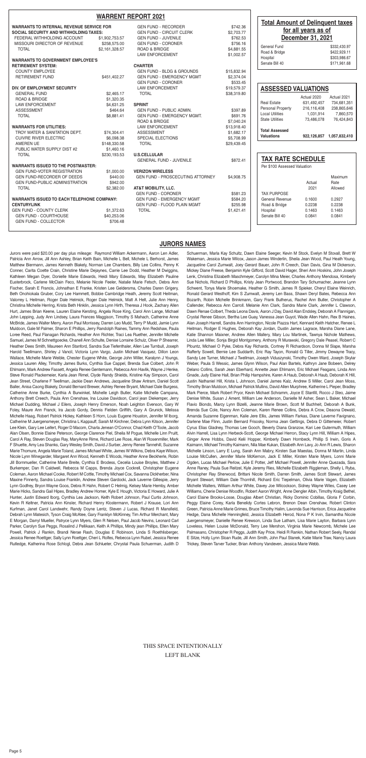## WARRENT REPORT 2021

**WARRANTS TO INTERNAL REVENUE SERVICE FOR SOCIAL SECURITY AND WITHHOLDING TAXES:**

| | |
|---|---|
| FEDERAL WITHHOLDING ACCOUNT | $1,902,753.57 |
| MISSOURI DIRECTOR OF REVENUE | $258,575.00 |
| TOTAL | $2,161,328.57 |

**WARRANTS TO GOVERNMENT EMPLOYEE'S RETIREMENT SYSTEM:**

| | |
|---|---|
| COUNTY EMPLOYEE | |
| RETIREMENT FUND | $451,402.27 |

**DIV. OF EMPLOYMENT SECURITY**

| | |
|---|---|
| GENERAL FUND | $2,465.17 |
| ROAD & BRIDGE | $1,320.35 |
| LAW ENFORCEMENT | $4,631.25 |
| ASSESSMENT | $464.64 |
| TOTAL | $8,881.41 |

**WARRANTS FOR UTILITIES:**

| | |
|---|---|
| TROY WATER & SANITATION DEPT. | $74,304.41 |
| CUIVRE RIVER ELECTRIC | $6,098.38 |
| AMEREN UE | $148,330.58 |
| PUBLIC WATER SUPPLY DIST #2 | $1,460.16 |
| TOTAL | $230,193.53 |

**WARRANTS ISSUED TO THE POSTMASTER:**

| | |
|---|---|
| GEN FUND-VOTER REGISTRATION | $1,000.00 |
| GEN FUND-RECORDER OF DEEDS | $440.00 |
| GEN FUND-PUBLIC ADMINISTRATION | $942.00 |
| TOTAL | $2,382.00 |

**WARRANTS ISSUED TO EACH TELEPHONE COMPANY:**

**CENTURYLINK**

| | |
|---|---|
| GEN FUND - COUNTY CLERK | $1,372.63 |
| GEN FUND - COURTHOUSE | $40,253.06 |
| GEN FUND - COLLECTOR | $706.48 |
| GEN FUND - RECORDER | $742.36 |
| GEN FUND - CIRCUIT CLERK | $2,703.77 |
| GEN FUND - JUVENILE | $762.53 |
| GEN FUND - CORONER | $756.16 |
| ROAD & BRIDGE | $4,881.55 |
| LAW ENFORCEMENT | $1,002.57 |

**CHARTER**

| | |
|---|---|
| GEN FUND - BLDG & GROUNDS | $15,832.94 |
| GEN FUND - EMERGENCY MGMT | $2,374.04 |
| GEN FUND - CORONER | $533.45 |
| LAW ENFORCEMENT | $19,579.37 |
| TOTAL | $38,319.80 |

**SPRINT**

| | |
|---|---|
| GEN FUND - PUBLIC ADMIN. | $397.89 |
| GEN FUND - EMERGENCY MGMT. | $691.76 |
| ROAD & BRIDGE | $7,040.24 |
| LAW ENFORCEMENT | $13,918.40 |
| ASSESSMENT | $1,682.17 |
| SPECIAL ELECTIONS | $5,708.99 |
| TOTAL | $29,439.45 |

**U.S.CELLULAR**

| | |
|---|---|
| GENERAL FUND - JUVENILE | $872.41 |

**VERIZON WIRELESS**

| | |
|---|---|
| GEN FUND - PROSCECUTING ATTORNEY | $4,908.75 |

**AT&T MOBILITY, LLC.**

| | |
|---|---|
| GEN FUND - CORONER | $581.23 |
| GEN FUND - EMERGENCY MGMT | $584.20 |
| GEN FUND - FLOOD PLAIN MGMT | $255.98 |
| TOTAL | $1,421.41 |

## Total Amount of Delinquent taxes for all years as of December 31, 2021

| | |
|---|---|
| General Fund | $332,430.97 |
| Road & Bridge | $422,929.11 |
| Hospital | $303,986.67 |
| Senate Bill 40 | $171,961.68 |

## ASSESSED VALUATIONS

| | Actual 2020 | Actual 2021 |
|---|---|---|
| Real Estate | 631,492,457 | 734,681,351 |
| Personal Property | 216,116,408 | 238,865,646 |
| Local Utilities | 1,031,914 | 7,860,570 |
| State Utilities | 73,486,078 | 76,424,843 |
| **Total Assessed Valuations** | **922,126,857** | **1,057,832,410** |

## TAX RATE SCHEDULE

Per $100 Assessed Valuation

| TAX PURPOSE | Actual 2021 | Maximum Rate Allowed |
|---|---|---|
| General Revenue | 0.1600 | 0.2927 |
| Road & Bridge | 0.2238 | 0.2238 |
| Hospital | 0.1463 | 0.1463 |
| Senate Bill 40 | 0.0841 | 0.0841 |

## JURORS NAMES

Jurors were paid $20.00 per day plus mileage: Raymond William Ackermann, Aaron Len Adler, Patricia Ann Arrow, Jill Ann Ashley, Brian Keith Bain, Michelle L Bell, Michele L Berhorst, James Matthew Biermann, James Kenneth Blakely, Norman Lee Chambers, Billy Lee Collins, Penny K Conner, Carita Coette Crain, Christine Marie Dejaynes, Carrie Lee Dodd, Heather M Dwiggins, Kathleen Megan Dyer, Donielle Marie Edwards, Heidi Mary Edwards, May Elizabeth Pauline Eusterbrock, Carlene McClain Feco, Melanie Nicole Feeler, Natalie Marie Fetsch, Debra Ann Fischer, Sarah E Francis, Johnathan E Franke, Kristen Lee Geldersma, Charles Daren Grigery, Beth Onohiokala Gruber, Cory Lee Hammett, Bobbie Cambridge Heath, Jeremy Scott Heitman, Valorrey L Heitman, Roger Dale Helmick, Roger Dale Helmick, Matt A Helt, Julie Ann Henry, Christina Michelle Herring, Krista Beth Hinklin, Jessica Lynn Hirth, Theresa J Hook, Zachary Allen Hurt, James Brian Keene, Lauren Elaine Kersting, Angela Rose King, Carol Ann Lange, Michael John Lepping, Judy Ann Lindsey, Laura Frances Maggison, Timothy S Mahach, Catherine Anne McBride, James Walter Merry, Aaron Paul Morrissey, Darren Leo Mudd, Terry P Mudd, Jamie Lynn Muldoon, Gale M Palmer, Sharon E Phillips, Jerry Randolph Raines, Tammy Ann Redshaw, Paula Loree Reed, Paul Flanagan Richards, Heather Ann Richter, Traci Lea Ruether, Jennifer Michelle Samuel, James M Schnettgoecke, Chanell Ann Schulte, Denise Lorraine Schulz, Oliver P Shearrer, Heather Dees Smith, Maureen Ann Stanford, Sandra Sue Tiefenthaler, Allen Lee Turnbull, Joseph Harold Twellmann, Shirley J Vanoli, Victoria Lynn Vargo, Justin Michael Vasquez, Dillon Leon Wallace, Michelle Marie Weible, Chester Eugene White, George John Willer, Karalynn J Youngs, Jessica Lauren Alley, Timothy James Burks, Cynthia Sue Cappel, Brenda Sue Colbert, John R Ehlmann, Mark Andrew Fassett, Angela Renee Gentemann, Rebecca Ann Havlik, Wayne J Henke, Steve Ronald Plackemeier, Karla Jean Rimel, Clyde Randy Shields, Kristine Kay Simpson, Carol Jean Street, Charlene F Twellman, Jackie Dean Andrews, Jacqueline Shaw Antram, Daniel Scott Bailer, Anisa Caong Blakely, Donald Bernard Brewer, Ashley Renee Bryant, Michael Dale Burgess, Catherine Anne Burke, Cynthia A Burwinkel, Mishelle Leigh Butler, Katie Michelle Campana, Anthony Brett Creech, Paula Ann Crenshaw, Ina Louise Davidson, Carol jean Diekemper, Jerry Michael Dudding, Michael J Eilers, Joseph Henry Emerson, Noah Leighton Evenson, Gary W Foley, Maure Ann Franck, Ira Jacob Gordy, Dennis Fielden Griffith, Gary A Grunick, Melissa Michelle Haag, Robert Patrick Hickey, Kathleen S Horn, Louis Eugene Houston, Jennifer M Iborg, Catherine M Juergensmeyer, Christina L Kappauff, Sarah M Kirchner, Debra Lynn Kitson, Jennifer Lee Klein, Gary Lee Leifert, Roger D Macom, Charla Jenean O'Connor, Chad Keith O'Toole, Jacob Alan Olsen, Bonnie Elaine Peterson, George Clarence Piel, Sheila M Pogue, Michelle Linn Pruitt, Carol A Ray, Steven Douglas Ray, MaryAnne Rime, Richard Lee Rose, Alan W Rosenmiller, Mark F Shuette, Amy Lea Shanks, Gary Wesley Smith, David J Surber, Jenny Renee Tannehill, Suzanne Marie Thornure, Angela Marie Toland, James Michael White, James W Wilkins, Debra Kaye Wilson, Nicole Lynn Winegarder, Margaret Ann Wood, Kenneth E Woods, Heather Anne Beckherle, Robin Jill Bornmueller, Catherine Marie Breite, Cynthia E Brodess, Cecelia Louise Broyles, Matthew J Burkemper, Dan R Caldwell, Rebecca M Capps, Brenda Joyce Cockrell, Christopher Eugene Coleman, Aaron Michael Cooke, Robert M Cottle, Timothy Michael Cox, Savanna Dickherber, Nina Maxine Finnerty, Sandra Louise Franklin, Andrew Steven Gardocki, Jack Laverne Gillespie, Jerry Lynn Godfrey, Bryon Wayne Goos, Debra R Hahn, Robert C Helmig, Kelsey Marie Hemby, Amber Marie Hicks, Sandra Gail Hipes, Bradley Andrew Homer, Kyle E Hough, Victoria E Howard, Julie A Hunter, Justin Edward Iborg, Cynthia Lea Jackson, Keith Robert Johnson, Paul Curtis Johnson, Kevin R Keltner, Patricia Ann Kinsler, Richard Henry Klostermann, Robert J Krause, Lori Ann Kurfman, Janet Carol Landwehr, Randy Doyne Lentz, Steven J Lucas, Richard R Mansfield, Debrah Lynn Matesich, Tyson Craig McAtee, Gary Franklyn McKinney, Tim Arthur Merchant, Mary E Morgan, Darryl Mueller, Patryce Lynn Myers, Glen R Nelsen, Paul Jacob Nevins, Leonard Carl Parker, Carolyn Sue Peggs, Rosalind J Pellikaan, Keith A Phillips, Mindy jean Phillips, Ellen Mary Powell, Patrick J Rankin, Brandi Nerae Rash, Douglas E Robinson, Linda S Roethlisberger, Jessica Renee Roettger, Sally Lynn Roettger, Cheri L Rolfes, Rebecca Lynn Rubel, Jessica Renee Rutledge, Katherina Rose Schlogl, Debra Jean Schlueter, Chrystal Paula Schuerman, Judith D Schuerman, Marla Kay Schultz, Dawn Elaine Seeger, Kevin M Stock, Evelyn M Stovall, Brett W Wakeman, Jessica Marie Wilcox, Jason James Winderlin, Sheila Jean Wood, Paul Heath Young, Jacqueline Carol Zumwalt, Joey Gerard Bauer, John R Creech, Dan Davis, Gina M Dickerson, Mickey Diane Freese, Benjamin Kyle Gifford, Scott David Hager, Sheri Ann Hoskins, John Joseph Lenk, Christina Elizabeth Maschmeyer, Carolyn Mina Meier, Charles Anthony Mendosa, Kimberly Sue Nichols, Richard D Phillips, Kristy Jean Portwood, Brandon Tary Schumacher, Jeanne Lynn Schwent, Tonya Marie Shoemake, Heather G Smith, James R Spieker, Cheryl Elaine Weinrich, Ronald Gerard Westhoff, Kim S Zumwalt, Jeremy Len Bass, Shawn Deryl Bates, Rebecca Ann Bozarth, Robin Michelle Brinkmann, Gary Frank Butherus, Rachel Ann Butler, Christopher A Callender, Rebecca Ann Carroll. Melanie Ann Clark, Sandra Marie Clark, Jennifer L Clawson, Dawn Renae Colbert, Theda Leona Davis, Aaron J Day, David Alan Endsley, Deborah A Flannigan, Crystal Renee Gibson, Bertha Lee Guay, Vanessa Jean Guyot, Wade Allen Hahn, Rex B Haines, Alan Joseph Harrell, Sandra Ann Harrington, Nicole Piazza Hart, Kennard Keith Hatcher, Renee L Heitman, Rodger E Hughes, Deborah Kay Jordan, Dustin James Lagrace, Marsha Diane Lane, Katie Shannon Maixner, Andrew Allen Mallery, Mary Lou Martinek, Tawnya Nichole Mathews, Linda Lee Miller, Sonja Birgid Montgomery, Anthony R Murawski, Gregory Dale Peasel, Robert C Pfountz, Michael O Pyke, Debra Kay Richards, Cortney R Richardson, Donna M Slape, Marsha Rafferty Sowell, Bernie Lee Suddarth, Eric Ray Tayon, Ronald G Tiller, Jimmy Dewayne Tracy, Sandy Lee Turner, Michael J Twellman, Joseph Viduszynski, Timothy Owen Ward, Joseph Skylar Weber, Paula S Wessic, James Glynn Wilson, Paul Alan Bartels, Kathryn Jane Bobeen, Delrey Delano Collins, Sarah Jean Eberhard, Annette Jean Ehlmann, Eric Michael Feagans, Linda Ann Gnade, Judy Elaine Hall, Brian Philip Hampshire, Karen A Haub, Deborah A Haub, Deborah K Hill, Justin Nathaniel Hill, Krista L Johnson, Daniel James Kalz, Andrew S Miller, Carol Jean Moss, Timothy Brian Muldoon, Michael Patrick Mullins, David Allen Murphree, Katherine L Pieper, Bradley Mark Pierce, Mark Robert Pryor, Kevin Michael Schramm, Joyce E Stanfill, Rocco J Steo, Jaime Denise White, Susan J Ament, William Lee Anderson, Danielle M Asher, Sean L Baker, Michael Flavio Biondo, Marcy Lynn Bizelli, Jeanne Marie Brown, Scott M Buchheit, Deborah A Bunk, Brenda Sue Cole, Nancy Ann Coleman, Karen Renee Collins, Debra A Crow, Deaona Dewald, Amanda Suzanne Eigenman, Katie Jere Ellis, James William Farkas, Diane Laverne Favignano, Darlene Mae Flinn, Justin Bernard Frisosky, Norma Jean Gettings, Debra D Gittemeier, Robert Cyrus Elias Gladney, Thomas Lee Gooch, Beverly Diana Granzow, Kari Lee Gutermuth, William Alvin Harrell, Lisa Lynn Herbeck-Scott, George Michael Herron, Stacy Lynn Hill, William A Hipes, Ginger Anne Hobbs, David Kelli Hopper, Kimberly Dawn Hornbeck, Phillip S Irwin, Goris A Kaimann, Michael Timothy Kaimann, Nila Mae Kukan, Elizabeth Ann Lavy, Jo Ann R Lewis, Sharon Michelle Linson, Larry E Lung, Sarah Ann Mabry, Kirsten Sue Maestas, Donna M Martin, Linda Louise McCullen, Jennifer Marie McKernon, Jack E Miller, Kirsten Marie Myers, Lonni Marie Ogden, Lucas Michael Perlow, Julie E Potter, Jeff Michael Powell, Jennifer Anne Quezada, Sara Anne Raney, Paula Sue Reitzel, Kyle Jeremy Ries, Michelle Elizabeth Riggleman, Shelly L Ryba, Christopher Ray Sherwood, Brittani Nicole Smith, Darren Smith, James Scott Stewart, James Bryant Stewart, William Dale Thornhill, Richard Eric Tiepelman, Olivia Marie Vagen, Elizabeth Michelle Walters, William Arthur White, Davey Joe Wilcockson, Sidney Wayne Wiles, Casey Lee Williams, Cherie Denise Woodfin, Robert Aaron Wright, Anne Dengler Albin, Timothy Kraig Bethel, Carol Elaine Brooks-Losse, Douglas Albert Christian, Ricky Dominic Cobillas, Gloria F Corbin, Peggy Elaine Corey, Karla Benelidy Cortes Lebron, Brenon Dean Crenshaw, Robert Clinton Green, Patricia Anne Marie Grimes, Bruce Timothy Halim, Lavonda Sue Harrison, Erica Jacqueline Hedge, Dana Michelle Henningfeld, Jessica Elizabeth Herod, Nona P K Irvin, Samantha Nicole Juergensmeyer, Danielle Renee Krewson, Linda Sue Latham, Lisa Marie Layton, Barbara Lynn Loveless, Helen Louise McDonald, Terry Lee Mershon, Virginia Marie Newcomb, Michele Lee Palmasano, Christopher R Peggs, Judith Kay Price, Heidi R Rankin, Nathan Robert Seely, Randal E Sitze, Holly Lynn Sloan Rude, Jill Ann Smith, John Paul Stanek, Katie Marie Traw, Nancy Laura Trickey, Steven Tarver Tucker, Brian Anthony Vandeven, Jessica Marie Webb.

THIS SPACE INTENTIONALLY LEFT BLANK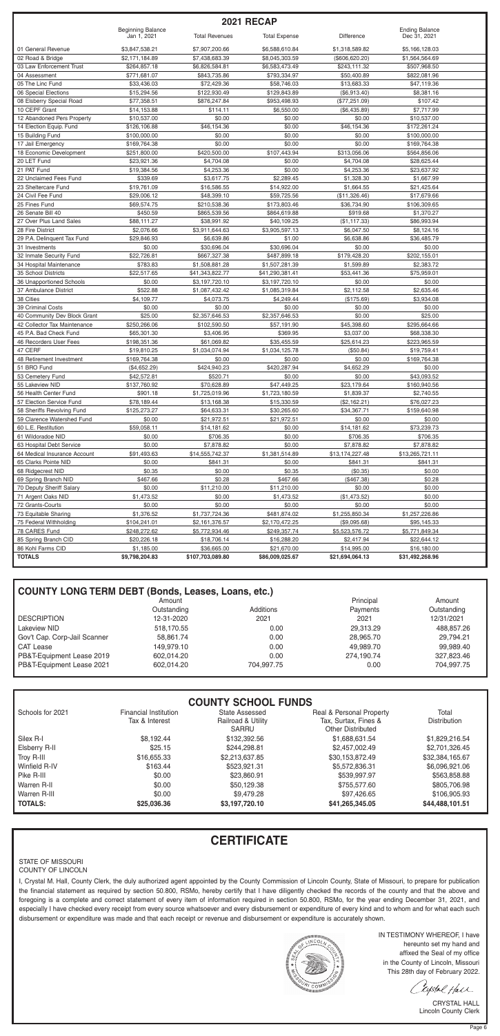# 2021 RECAP

| | Beginning Balance Jan 1, 2021 | Total Revenues | Total Expense | Difference | Ending Balance Dec 31, 2021 |
|---|---|---|---|---|---|
| 01 General Revenue | $3,847,538.21 | $7,907,200.66 | $6,588,610.84 | $1,318,589.82 | $5,166,128.03 |
| 02 Road & Bridge | $2,171,184.89 | $7,438,683.39 | $8,045,303.59 | ($606,620.20) | $1,564,564.69 |
| 03 Law Enforcement Trust | $264,857.18 | $6,826,584.81 | $6,583,473.49 | $243,111.32 | $507,968.50 |
| 04 Assessment | $771,681.07 | $843,735.86 | $793,334.97 | $50,400.89 | $822,081.96 |
| 05 The Linc Fund | $33,436.03 | $72,429.36 | $58,746.03 | $13,683.33 | $47,119.36 |
| 06 Special Elections | $15,294.56 | $122,930.49 | $129,843.89 | ($6,913.40) | $8,381.16 |
| 08 Elsberry Special Road | $77,358.51 | $876,247.84 | $953,498.93 | ($77,251.09) | $107.42 |
| 10 CEPF Grant | $14,153.88 | $114.11 | $6,550.00 | ($6,435.89) | $7,717.99 |
| 12 Abandoned Pers Property | $10,537.00 | $0.00 | $0.00 | $0.00 | $10,537.00 |
| 14 Election Equip. Fund | $126,106.88 | $46,154.36 | $0.00 | $46,154.36 | $172,261.24 |
| 15 Building Fund | $100,000.00 | $0.00 | $0.00 | $0.00 | $100,000.00 |
| 17 Jail Emergency | $169,764.38 | $0.00 | $0.00 | $0.00 | $169,764.38 |
| 18 Economic Development | $251,800.00 | $420,500.00 | $107,443.94 | $313,056.06 | $564,856.06 |
| 20 LET Fund | $23,921.36 | $4,704.08 | $0.00 | $4,704.08 | $28,625.44 |
| 21 PAT Fund | $19,384.56 | $4,253.36 | $0.00 | $4,253.36 | $23,637.92 |
| 22 Unclaimed Fees Fund | $339.69 | $3,617.75 | $2,289.45 | $1,328.30 | $1,667.99 |
| 23 Sheltercare Fund | $19,761.09 | $16,586.55 | $14,922.00 | $1,664.55 | $21,425.64 |
| 24 Civil Fee Fund | $29,006.12 | $48,399.10 | $59,725.56 | ($11,326.46) | $17,679.66 |
| 25 Fines Fund | $69,574.75 | $210,538.36 | $173,803.46 | $36,734.90 | $106,309.65 |
| 26 Senate Bill 40 | $450.59 | $865,539.56 | $864,619.88 | $919.68 | $1,370.27 |
| 27 Over Plus Land Sales | $88,111.27 | $38,991.92 | $40,109.25 | ($1,117.33) | $86,993.94 |
| 28 Fire District | $2,076.66 | $3,911,644.63 | $3,905,597.13 | $6,047.50 | $8,124.16 |
| 29 P.A. Delinquent Tax Fund | $29,846.93 | $6,639.86 | $1.00 | $6,638.86 | $36,485.79 |
| 31 Investments | $0.00 | $30,696.04 | $30,696.04 | $0.00 | $0.00 |
| 32 Inmate Security Fund | $22,726.81 | $667,327.38 | $487,899.18 | $179,428.20 | $202,155.01 |
| 34 Hospital Maintenance | $783.83 | $1,508,881.28 | $1,507,281.39 | $1,599.89 | $2,383.72 |
| 35 School Districts | $22,517.65 | $41,343,822.77 | $41,290,381.41 | $53,441.36 | $75,959.01 |
| 36 Unapportioned Schools | $0.00 | $3,197,720.10 | $3,197,720.10 | $0.00 | $0.00 |
| 37 Ambulance District | $522.88 | $1,087,432.42 | $1,085,319.84 | $2,112.58 | $2,635.46 |
| 38 Cities | $4,109.77 | $4,073.75 | $4,249.44 | ($175.69) | $3,934.08 |
| 39 Criminal Costs | $0.00 | $0.00 | $0.00 | $0.00 | $0.00 |
| 40 Community Dev Block Grant | $25.00 | $2,357,646.53 | $2,357,646.53 | $0.00 | $25.00 |
| 42 Collector Tax Maintenance | $250,266.06 | $102,590.50 | $57,191.90 | $45,398.60 | $295,664.66 |
| 45 P.A. Bad Check Fund | $65,301.30 | $3,406.95 | $369.95 | $3,037.00 | $68,338.30 |
| 46 Recorders User Fees | $198,351.36 | $61,069.82 | $35,455.59 | $25,614.23 | $223,965.59 |
| 47 CERF | $19,810.25 | $1,034,074.94 | $1,034,125.78 | ($50.84) | $19,759.41 |
| 48 Retirement Investment | $169,764.38 | $0.00 | $0.00 | $0.00 | $169,764.38 |
| 51 BRO Fund | ($4,652.29) | $424,940.23 | $420,287.94 | $4,652.29 | $0.00 |
| 53 Cemetery Fund | $42,572.81 | $520.71 | $0.00 | $0.00 | $43,093.52 |
| 55 Lakeview NID | $137,760.92 | $70,628.89 | $47,449.25 | $23,179.64 | $160,940.56 |
| 56 Health Center Fund | $901.18 | $1,725,019.96 | $1,723,180.59 | $1,839.37 | $2,740.55 |
| 57 Election Service Fund | $78,189.44 | $13,168.38 | $15,330.59 | ($2,162.21) | $76,027.23 |
| 58 Sheriffs Revolving Fund | $125,273.27 | $64,633.31 | $30,265.60 | $34,367.71 | $159,640.98 |
| 59 Clarence Watershed Fund | $0.00 | $21,972.51 | $21,972.51 | $0.00 | $0.00 |
| 60 L.E. Restitution | $59,058.11 | $14,181.62 | $0.00 | $14,181.62 | $73,239.73 |
| 61 Wildoradoe NID | $0.00 | $706.35 | $0.00 | $706.35 | $706.35 |
| 63 Hospital Debt Service | $0.00 | $7,878.82 | $0.00 | $7,878.82 | $7,878.82 |
| 64 Medical Insurance Account | $91,493.63 | $14,555,742.37 | $1,381,514.89 | $13,174,227.48 | $13,265,721.11 |
| 65 Clarks Pointe NID | $0.00 | $841.31 | $0.00 | $841.31 | $841.31 |
| 68 Ridgecrest NID | $0.35 | $0.00 | $0.35 | ($0.35) | $0.00 |
| 69 Spring Branch NID | $467.66 | $0.28 | $467.66 | ($467.38) | $0.28 |
| 70 Deputy Sheriff Salary | $0.00 | $11,210.00 | $11,210.00 | $0.00 | $0.00 |
| 71 Argent Oaks NID | $1,473.52 | $0.00 | $1,473.52 | ($1,473.52) | $0.00 |
| 72 Grants-Courts | $0.00 | $0.00 | $0.00 | $0.00 | $0.00 |
| 73 Equitable Sharing | $1,376.52 | $1,737,724.36 | $481,874.02 | $1,255,850.34 | $1,257,226.86 |
| 75 Federal Withholding | $104,241.01 | $2,161,376.57 | $2,170,472.25 | ($9,095.68) | $95,145.33 |
| 78 CARES Fund | $248,272.62 | $5,772,934.46 | $249,357.74 | $5,523,576.72 | $5,771,849.34 |
| 85 Spring Branch CID | $20,226.18 | $18,706.14 | $16,288.20 | $2,417.94 | $22,644.12 |
| 86 Kohl Farms CID | $1,185.00 | $36,665.00 | $21,670.00 | $14,995.00 | $16,180.00 |
| **TOTALS** | **$9,798,204.83** | **$107,703,089.80** | **$86,009,025.67** | **$21,694,064.13** | **$31,492,268.96** |

## COUNTY LONG TERM DEBT (Bonds, Leases, Loans, etc.)

| DESCRIPTION | Amount Outstanding 12-31-2020 | Additions 2021 | Principal Payments 2021 | Amount Outstanding 12/31/2021 |
|---|---|---|---|---|
| Lakeview NID | 518,170.55 | 0.00 | 29,313.29 | 488,857.26 |
| Gov't Cap. Corp-Jail Scanner | 58,861.74 | 0.00 | 28,965.70 | 29,794.21 |
| CAT Lease | 149,979.10 | 0.00 | 49,989.70 | 99,989.40 |
| PB&T-Equipment Lease 2019 | 602,014.20 | 0.00 | 274,190.74 | 327,823.46 |
| PB&T-Equipment Lease 2021 | 602,014.20 | 704,997.75 | 0.00 | 704,997.75 |

## COUNTY SCHOOL FUNDS

| Schools for 2021 | Financial Institution Tax & Interest | State Assessed Railroad & Utility SARRU | Real & Personal Property Tax, Surtax, Fines & Other Distributed | Total Distribution |
|---|---|---|---|---|
| Silex R-I | $8,192.44 | $132,392.56 | $1,688,631.54 | $1,829,216.54 |
| Elsberry R-II | $25.15 | $244,298.81 | $2,457,002.49 | $2,701,326.45 |
| Troy R-III | $16,655.33 | $2,213,637.85 | $30,153,872.49 | $32,384,165.67 |
| Winfield R-IV | $163.44 | $523,921.31 | $5,572,836.31 | $6,096,921.06 |
| Pike R-III | $0.00 | $23,860.91 | $539,997.97 | $563,858.88 |
| Warren R-II | $0.00 | $50,129.38 | $755,577.60 | $805,706.98 |
| Warren R-III | $0.00 | $9,479.28 | $97,426.65 | $106,905.93 |
| **TOTALS:** | **$25,036.36** | **$3,197,720.10** | **$41,265,345.05** | **$44,488,101.51** |

# CERTIFICATE

STATE OF MISSOURI
COUNTY OF LINCOLN

I, Crystal M. Hall, County Clerk, the duly authorized agent appointed by the County Commission of Lincoln County, State of Missouri, to prepare for publication the financial statement as required by section 50.800, RSMo, hereby certify that I have diligently checked the records of the county and that the above and foregoing is a complete and correct statement of every item of information required in section 50.800, RSMo, for the year ending December 31, 2021, and especially I have checked every receipt from every source whatsoever and every disbursement or expenditure of every kind and to whom and for what each such disbursement or expenditure was made and that each receipt or revenue and disbursement or expenditure is accurately shown.

IN TESTIMONY WHEREOF, I have hereunto set my hand and affixed the Seal of my office in the County of Lincoln, Missouri This 28th day of February 2022.

Crystal Hall

CRYSTAL HALL
Lincoln County Clerk